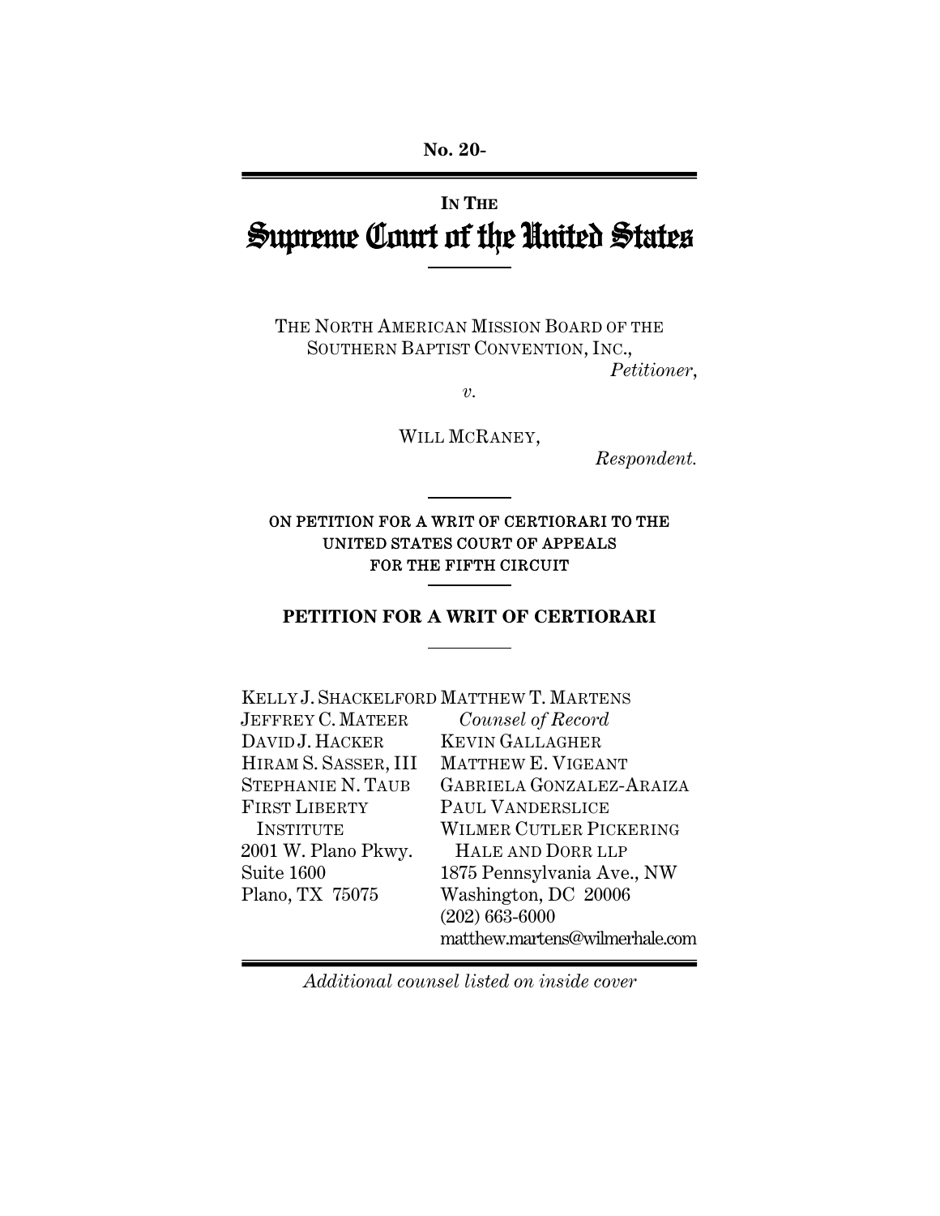No. 20-

IN THE

# Supreme Court of the United States

THE NORTH AMERICAN MISSION BOARD OF THE SOUTHERN BAPTIST CONVENTION, INC.,

*Petitioner*,

*v.*

WILL MCRANEY,

*Respondent.*

ON PETITION FOR A WRIT OF CERTIORARI TO THE UNITED STATES COURT OF APPEALS FOR THE FIFTH CIRCUIT

## PETITION FOR A WRIT OF CERTIORARI

KELLY J. SHACKELFORD
JEFFREY C. MATEER
DAVID J. HACKER
HIRAM S. SASSER, III
STEPHANIE N. TAUB
FIRST LIBERTY INSTITUTE
2001 W. Plano Pkwy.
Suite 1600
Plano, TX 75075

MATTHEW T. MARTENS
*Counsel of Record*
KEVIN GALLAGHER
MATTHEW E. VIGEANT
GABRIELA GONZALEZ-ARAIZA
PAUL VANDERSLICE
WILMER CUTLER PICKERING HALE AND DORR LLP
1875 Pennsylvania Ave., NW
Washington, DC 20006
(202) 663-6000
matthew.martens@wilmerhale.com

*Additional counsel listed on inside cover*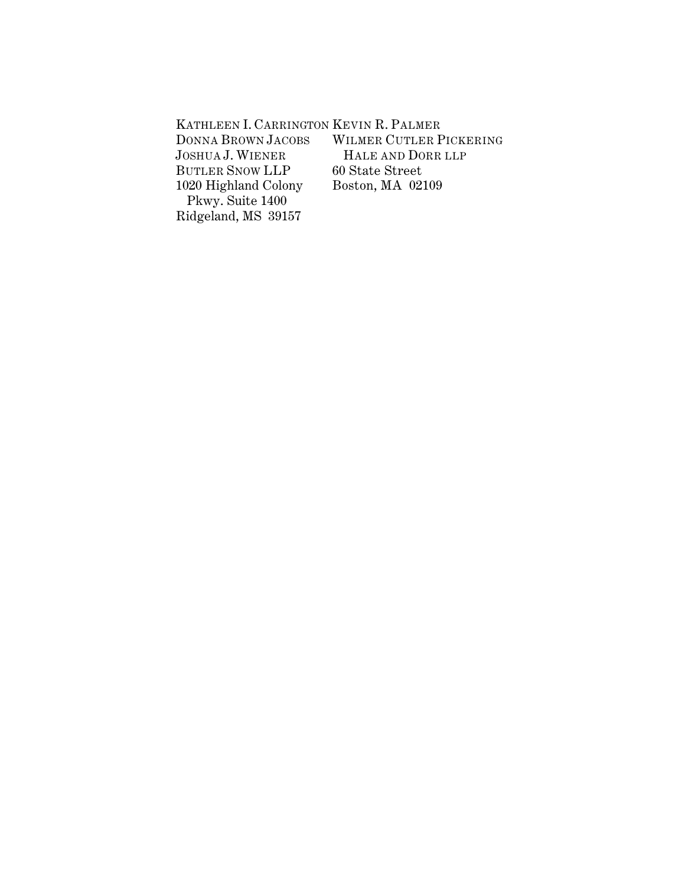KATHLEEN I. CARRINGTON  
DONNA BROWN JACOBS  
JOSHUA J. WIENER  
BUTLER SNOW LLP  
1020 Highland Colony Pkwy. Suite 1400  
Ridgeland, MS 39157

KEVIN R. PALMER  
WILMER CUTLER PICKERING HALE AND DORR LLP  
60 State Street  
Boston, MA 02109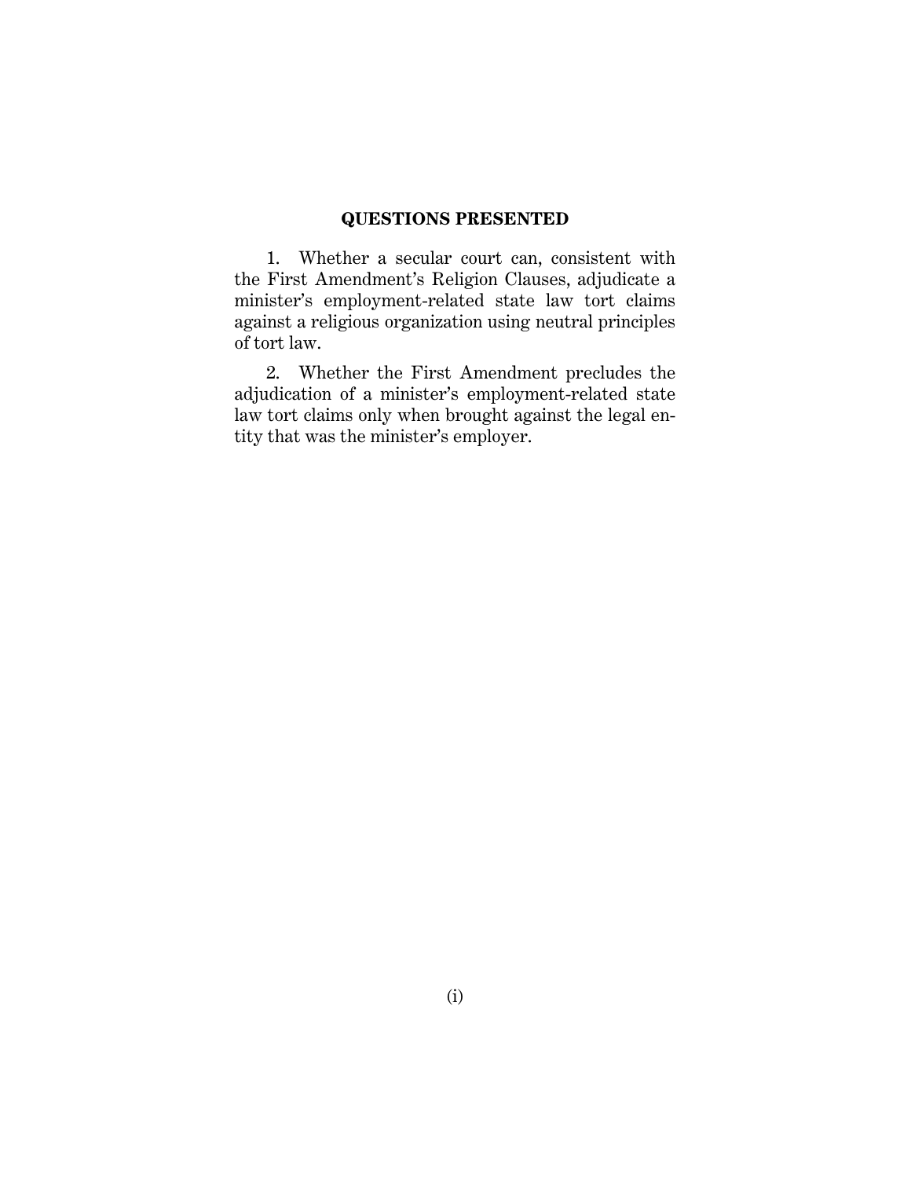## QUESTIONS PRESENTED

1. Whether a secular court can, consistent with the First Amendment's Religion Clauses, adjudicate a minister's employment-related state law tort claims against a religious organization using neutral principles of tort law.

2. Whether the First Amendment precludes the adjudication of a minister's employment-related state law tort claims only when brought against the legal entity that was the minister's employer.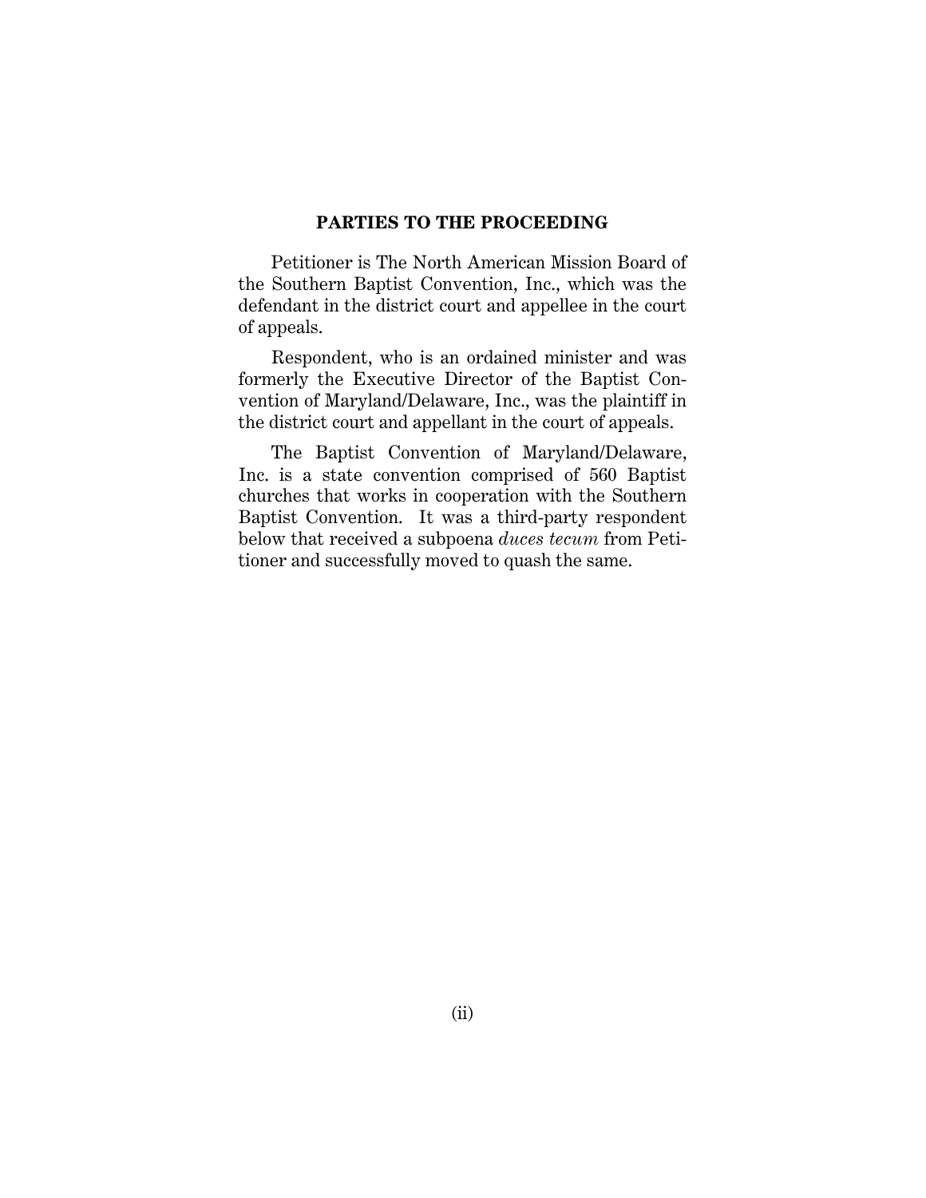## PARTIES TO THE PROCEEDING

Petitioner is The North American Mission Board of the Southern Baptist Convention, Inc., which was the defendant in the district court and appellee in the court of appeals.

Respondent, who is an ordained minister and was formerly the Executive Director of the Baptist Convention of Maryland/Delaware, Inc., was the plaintiff in the district court and appellant in the court of appeals.

The Baptist Convention of Maryland/Delaware, Inc. is a state convention comprised of 560 Baptist churches that works in cooperation with the Southern Baptist Convention. It was a third-party respondent below that received a subpoena *duces tecum* from Petitioner and successfully moved to quash the same.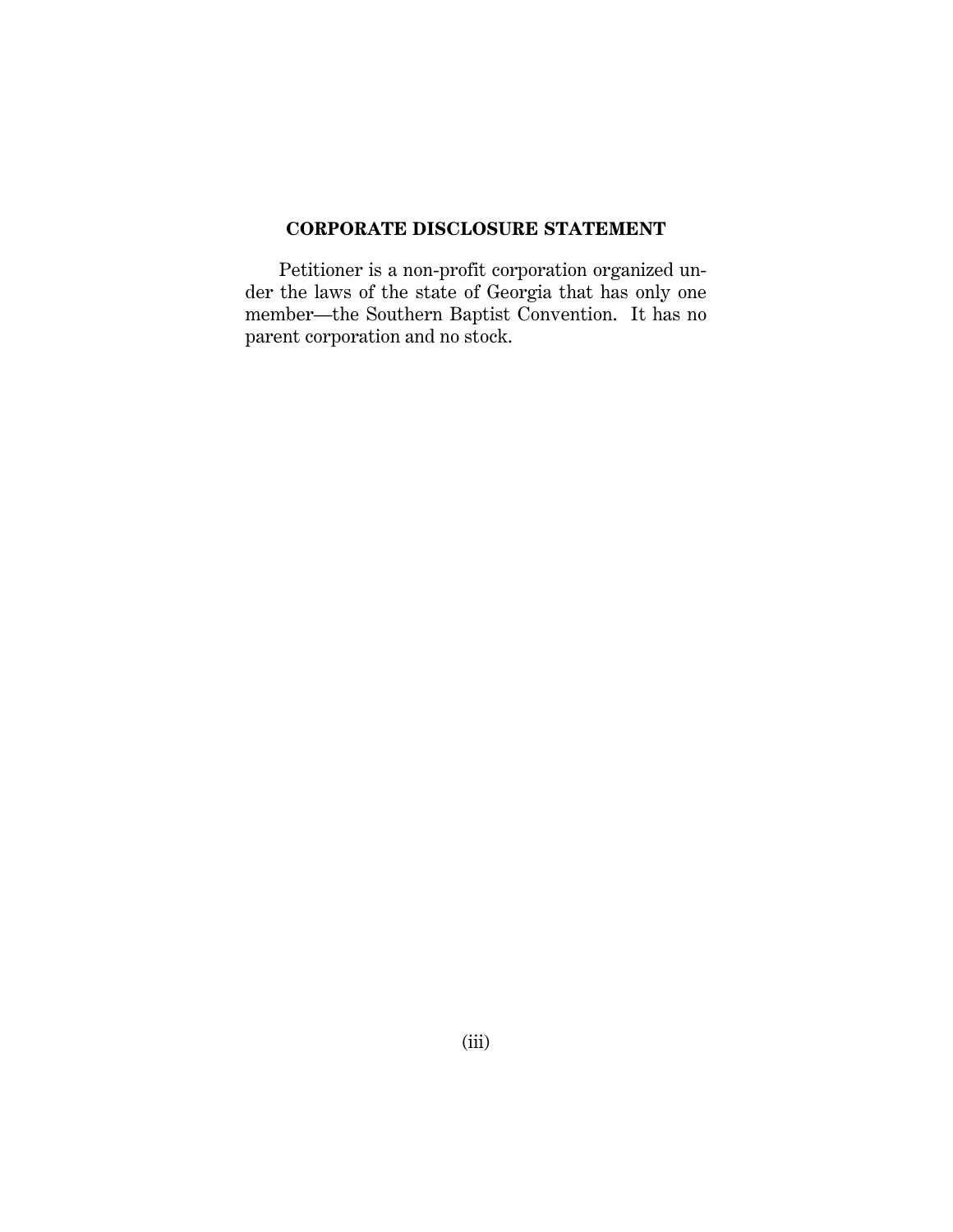## CORPORATE DISCLOSURE STATEMENT

Petitioner is a non-profit corporation organized under the laws of the state of Georgia that has only one member—the Southern Baptist Convention. It has no parent corporation and no stock.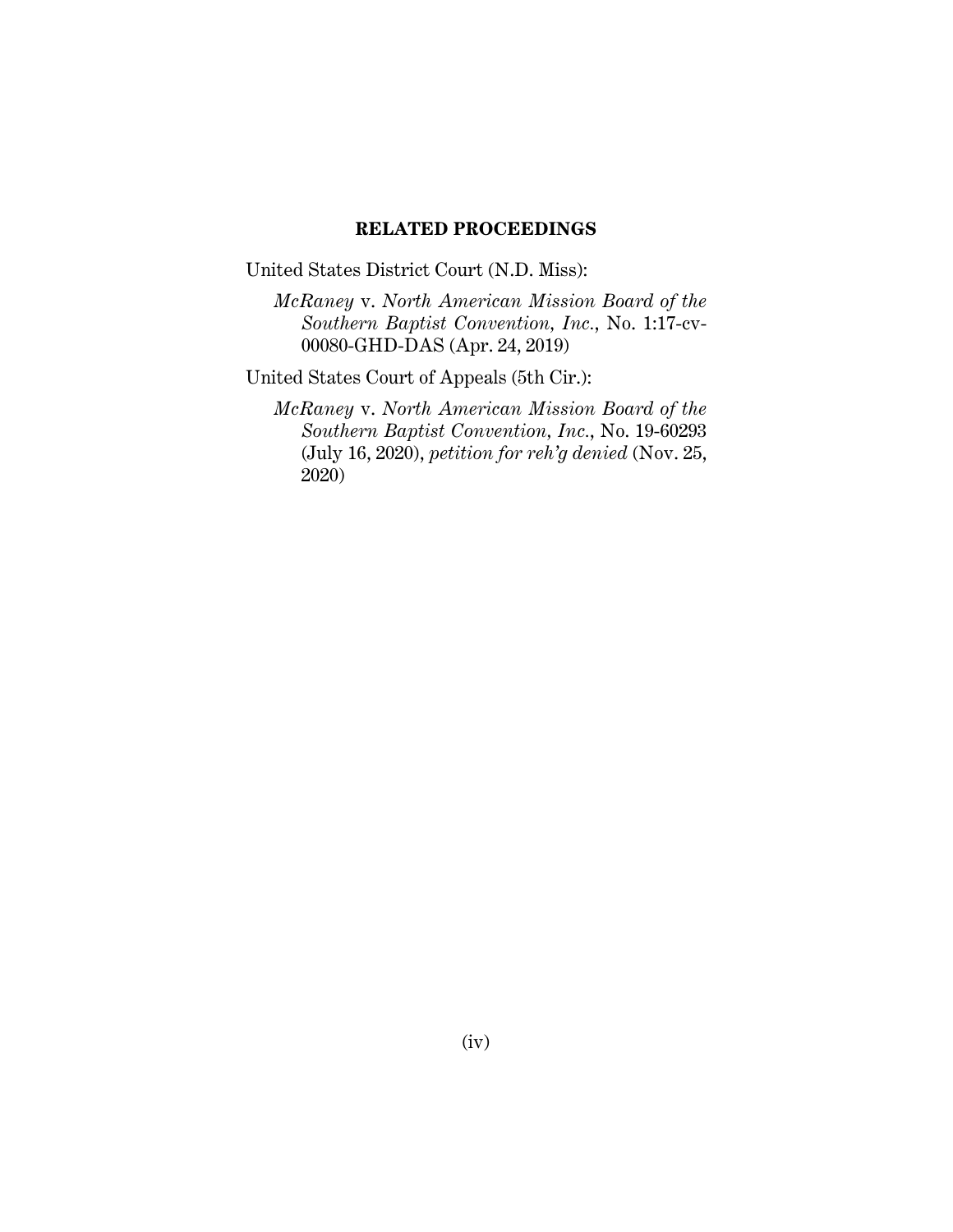## RELATED PROCEEDINGS

United States District Court (N.D. Miss):

*McRaney* v. *North American Mission Board of the Southern Baptist Convention, Inc.,* No. 1:17-cv-00080-GHD-DAS (Apr. 24, 2019)

United States Court of Appeals (5th Cir.):

*McRaney* v. *North American Mission Board of the Southern Baptist Convention, Inc.*, No. 19-60293 (July 16, 2020), *petition for reh'g denied* (Nov. 25, 2020)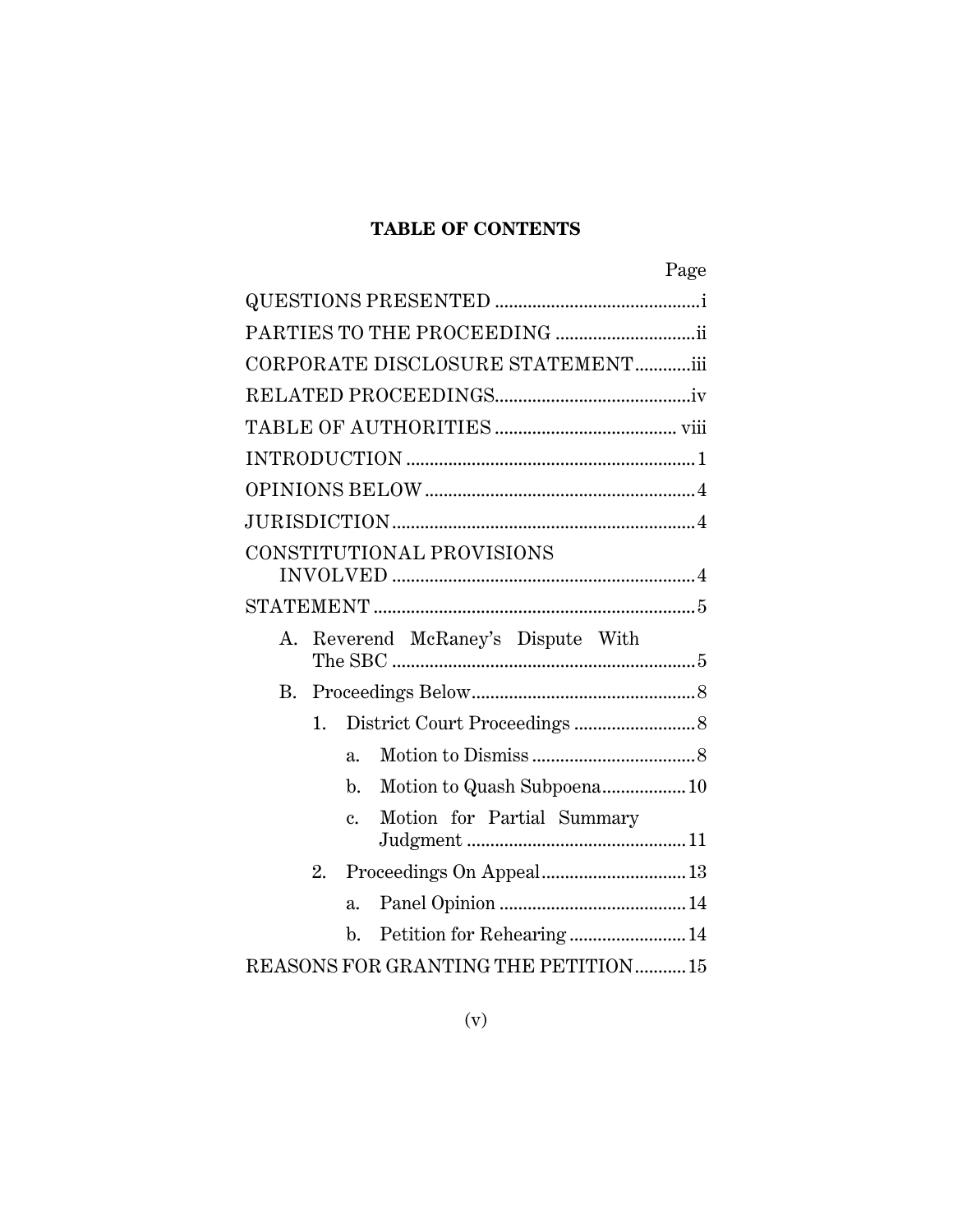## TABLE OF CONTENTS

| | Page |
|---|---|
| QUESTIONS PRESENTED | i |
| PARTIES TO THE PROCEEDING | ii |
| CORPORATE DISCLOSURE STATEMENT | iii |
| RELATED PROCEEDINGS | iv |
| TABLE OF AUTHORITIES | viii |
| INTRODUCTION | 1 |
| OPINIONS BELOW | 4 |
| JURISDICTION | 4 |
| CONSTITUTIONAL PROVISIONS INVOLVED | 4 |
| STATEMENT | 5 |
| A. Reverend McRaney's Dispute With The SBC | 5 |
| B. Proceedings Below | 8 |
| 1. District Court Proceedings | 8 |
| a. Motion to Dismiss | 8 |
| b. Motion to Quash Subpoena | 10 |
| c. Motion for Partial Summary Judgment | 11 |
| 2. Proceedings On Appeal | 13 |
| a. Panel Opinion | 14 |
| b. Petition for Rehearing | 14 |
| REASONS FOR GRANTING THE PETITION | 15 |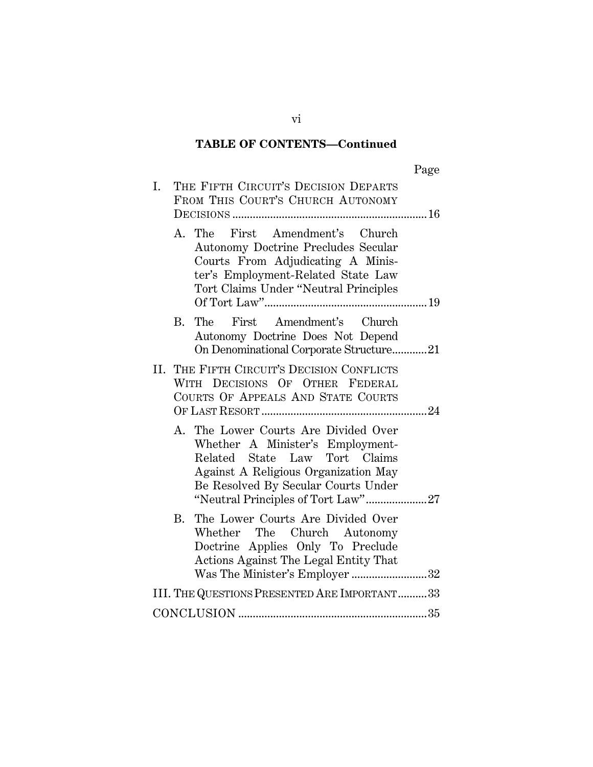**TABLE OF CONTENTS—Continued**

| | Page |
|---|---|
| I. THE FIFTH CIRCUIT'S DECISION DEPARTS FROM THIS COURT'S CHURCH AUTONOMY DECISIONS | 16 |
| A. The First Amendment's Church Autonomy Doctrine Precludes Secular Courts From Adjudicating A Minister's Employment-Related State Law Tort Claims Under "Neutral Principles Of Tort Law" | 19 |
| B. The First Amendment's Church Autonomy Doctrine Does Not Depend On Denominational Corporate Structure | 21 |
| II. THE FIFTH CIRCUIT'S DECISION CONFLICTS WITH DECISIONS OF OTHER FEDERAL COURTS OF APPEALS AND STATE COURTS OF LAST RESORT | 24 |
| A. The Lower Courts Are Divided Over Whether A Minister's Employment-Related State Law Tort Claims Against A Religious Organization May Be Resolved By Secular Courts Under "Neutral Principles of Tort Law" | 27 |
| B. The Lower Courts Are Divided Over Whether The Church Autonomy Doctrine Applies Only To Preclude Actions Against The Legal Entity That Was The Minister's Employer | 32 |
| III. THE QUESTIONS PRESENTED ARE IMPORTANT | 33 |
| CONCLUSION | 35 |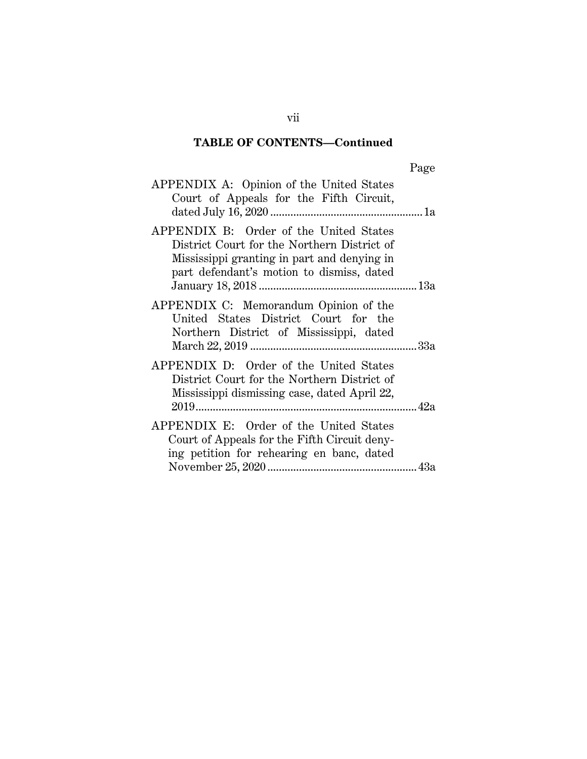**TABLE OF CONTENTS—Continued**

| | Page |
|---|---|
| APPENDIX A: Opinion of the United States Court of Appeals for the Fifth Circuit, dated July 16, 2020 | 1a |
| APPENDIX B: Order of the United States District Court for the Northern District of Mississippi granting in part and denying in part defendant's motion to dismiss, dated January 18, 2018 | 13a |
| APPENDIX C: Memorandum Opinion of the United States District Court for the Northern District of Mississippi, dated March 22, 2019 | 33a |
| APPENDIX D: Order of the United States District Court for the Northern District of Mississippi dismissing case, dated April 22, 2019 | 42a |
| APPENDIX E: Order of the United States Court of Appeals for the Fifth Circuit denying petition for rehearing en banc, dated November 25, 2020 | 43a |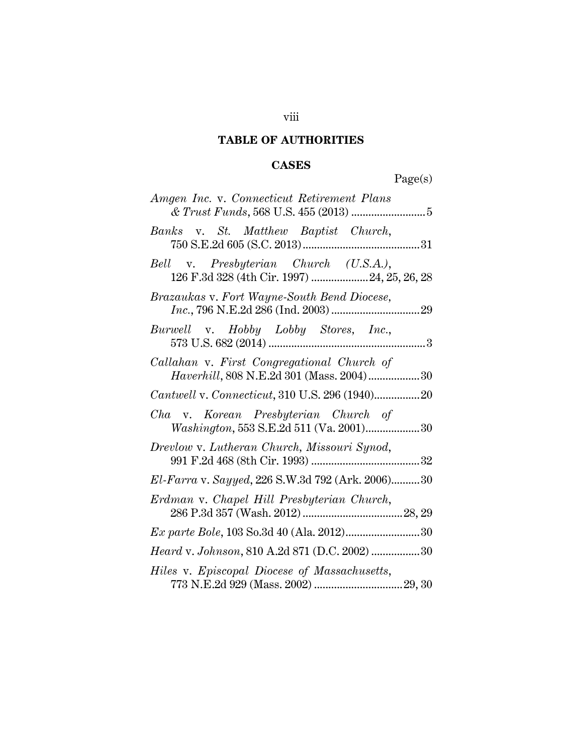## TABLE OF AUTHORITIES

### CASES

Page(s)

*Amgen Inc.* v. *Connecticut Retirement Plans & Trust Funds*, 568 U.S. 455 (2013) .......................... 5

*Banks* v. *St. Matthew Baptist Church*, 750 S.E.2d 605 (S.C. 2013) ......................................... 31

*Bell* v. *Presbyterian Church (U.S.A.)*, 126 F.3d 328 (4th Cir. 1997) .................... 24, 25, 26, 28

*Brazaukas* v. *Fort Wayne-South Bend Diocese, Inc.*, 796 N.E.2d 286 (Ind. 2003) ............................... 29

*Burwell* v. *Hobby Lobby Stores, Inc.*, 573 U.S. 682 (2014) ...................................................... 3

*Callahan* v. *First Congregational Church of Haverhill*, 808 N.E.2d 301 (Mass. 2004) .................. 30

*Cantwell* v. *Connecticut*, 310 U.S. 296 (1940) ................ 20

*Cha* v. *Korean Presbyterian Church of Washington*, 553 S.E.2d 511 (Va. 2001) ................... 30

*Drevlow* v. *Lutheran Church, Missouri Synod*, 991 F.2d 468 (8th Cir. 1993) ...................................... 32

*El-Farra* v. *Sayyed*, 226 S.W.3d 792 (Ark. 2006) .......... 30

*Erdman* v. *Chapel Hill Presbyterian Church*, 286 P.3d 357 (Wash. 2012) ................................... 28, 29

*Ex parte Bole*, 103 So.3d 40 (Ala. 2012) .......................... 30

*Heard* v. *Johnson*, 810 A.2d 871 (D.C. 2002) ................. 30

*Hiles* v. *Episcopal Diocese of Massachusetts*, 773 N.E.2d 929 (Mass. 2002) ............................... 29, 30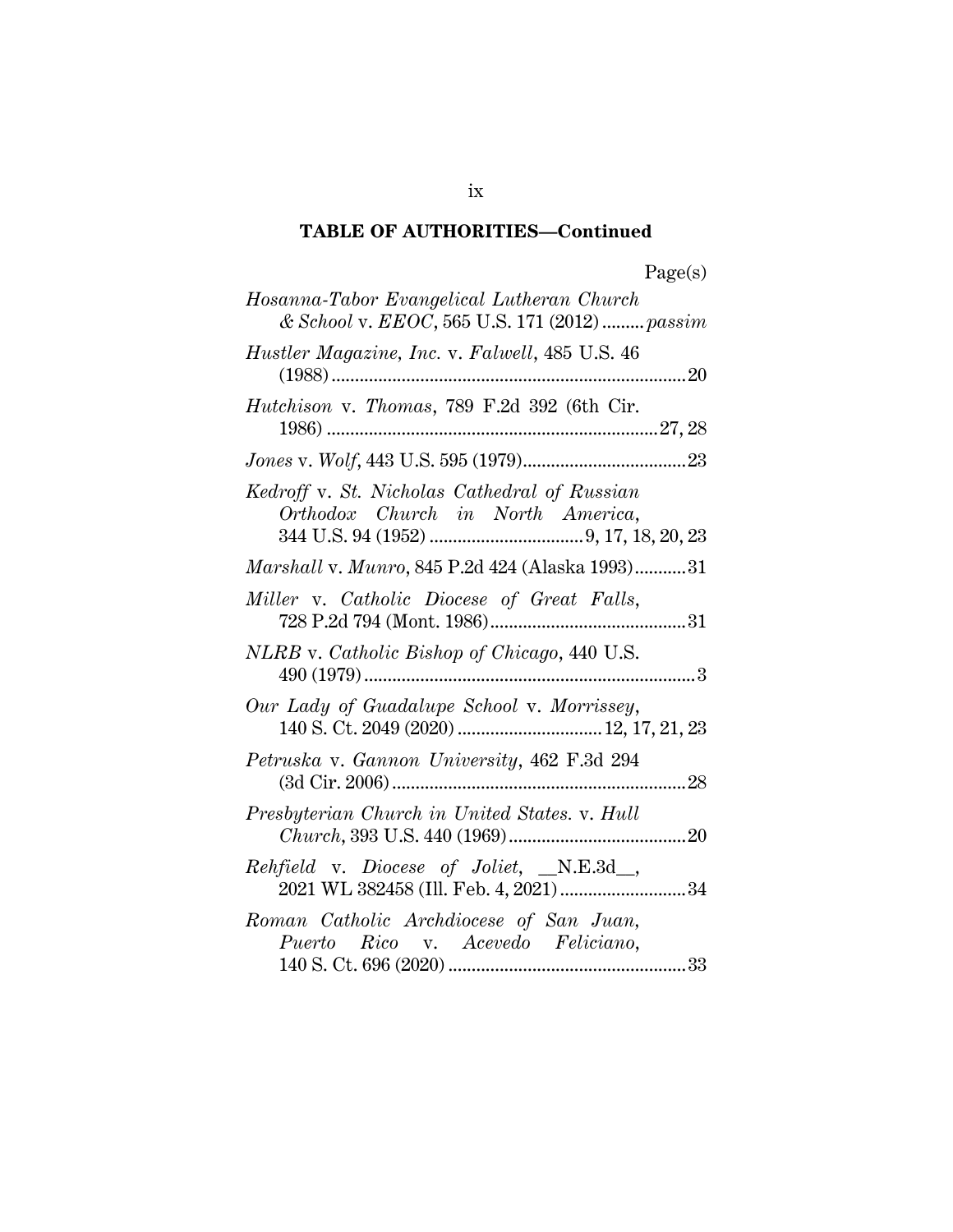**TABLE OF AUTHORITIES—Continued**

Page(s)

*Hosanna-Tabor Evangelical Lutheran Church & School* v. *EEOC*, 565 U.S. 171 (2012) ......... *passim*

*Hustler Magazine, Inc.* v. *Falwell*, 485 U.S. 46 (1988) ........................................................................... 20

*Hutchison* v. *Thomas*, 789 F.2d 392 (6th Cir. 1986) ...................................................................... 27, 28

*Jones* v. *Wolf*, 443 U.S. 595 (1979) .................................. 23

*Kedroff* v. *St. Nicholas Cathedral of Russian Orthodox Church in North America*, 344 U.S. 94 (1952) ................................ 9, 17, 18, 20, 23

*Marshall* v. *Munro*, 845 P.2d 424 (Alaska 1993) ........... 31

*Miller* v. *Catholic Diocese of Great Falls*, 728 P.2d 794 (Mont. 1986) .......................................... 31

*NLRB* v. *Catholic Bishop of Chicago*, 440 U.S. 490 (1979) ...................................................................... 3

*Our Lady of Guadalupe School* v. *Morrissey*, 140 S. Ct. 2049 (2020) .............................. 12, 17, 21, 23

*Petruska* v. *Gannon University*, 462 F.3d 294 (3d Cir. 2006) .............................................................. 28

*Presbyterian Church in United States.* v. *Hull Church*, 393 U.S. 440 (1969) ...................................... 20

*Rehfield* v. *Diocese of Joliet*, __N.E.3d__, 2021 WL 382458 (Ill. Feb. 4, 2021) .......................... 34

*Roman Catholic Archdiocese of San Juan, Puerto Rico* v. *Acevedo Feliciano*, 140 S. Ct. 696 (2020) .................................................. 33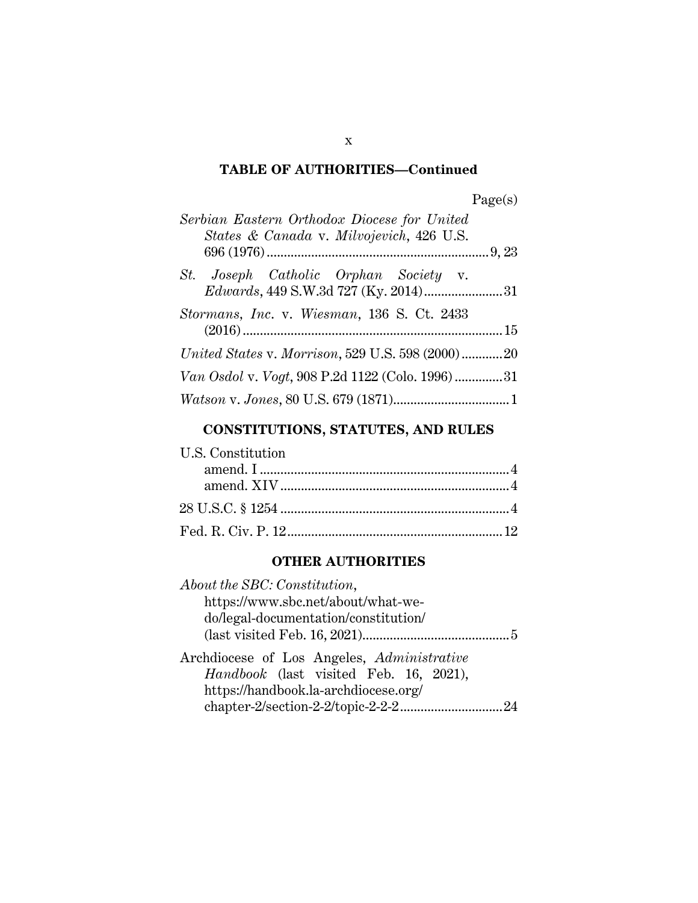**TABLE OF AUTHORITIES—Continued**

Page(s)

*Serbian Eastern Orthodox Diocese for United States & Canada* v. *Milvojevich*, 426 U.S. 696 (1976) .................................................. 9, 23

*St. Joseph Catholic Orphan Society* v. *Edwards*, 449 S.W.3d 727 (Ky. 2014) ....................... 31

*Stormans, Inc.* v. *Wiesman*, 136 S. Ct. 2433 (2016) ............................................................ 15

*United States* v. *Morrison*, 529 U.S. 598 (2000) ............ 20

*Van Osdol* v. *Vogt*, 908 P.2d 1122 (Colo. 1996) .............. 31

*Watson* v. *Jones*, 80 U.S. 679 (1871) .................................. 1

## CONSTITUTIONS, STATUTES, AND RULES

U.S. Constitution
- amend. I ......................................................................... 4
- amend. XIV ................................................................... 4

28 U.S.C. § 1254 ................................................................... 4

Fed. R. Civ. P. 12 ............................................................... 12

## OTHER AUTHORITIES

*About the SBC: Constitution*, https://www.sbc.net/about/what-we-do/legal-documentation/constitution/ (last visited Feb. 16, 2021) ........................................... 5

Archdiocese of Los Angeles, *Administrative Handbook* (last visited Feb. 16, 2021), https://handbook.la-archdiocese.org/chapter-2/section-2-2/topic-2-2-2 .............................. 24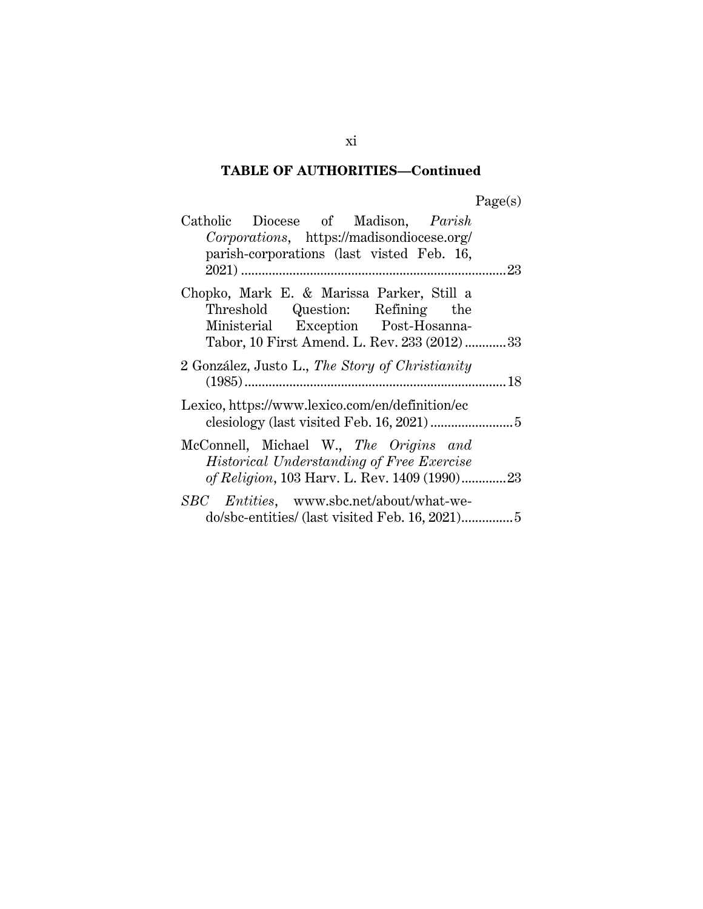**TABLE OF AUTHORITIES—Continued**

Page(s)

Catholic Diocese of Madison, *Parish Corporations*, https://madisondiocese.org/parish-corporations (last visted Feb. 16, 2021) .......... 23

Chopko, Mark E. & Marissa Parker, Still a Threshold Question: Refining the Ministerial Exception Post-Hosanna-Tabor, 10 First Amend. L. Rev. 233 (2012) .......... 33

2 González, Justo L., *The Story of Christianity* (1985) .......... 18

Lexico, https://www.lexico.com/en/definition/ecclesiology (last visited Feb. 16, 2021) .......... 5

McConnell, Michael W., *The Origins and Historical Understanding of Free Exercise of Religion*, 103 Harv. L. Rev. 1409 (1990) .......... 23

*SBC Entities*, www.sbc.net/about/what-we-do/sbc-entities/ (last visited Feb. 16, 2021) .......... 5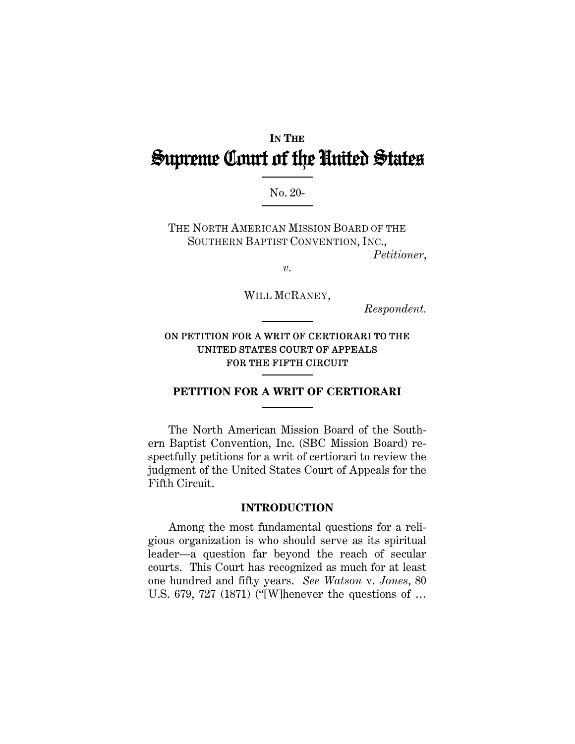**IN THE**

# Supreme Court of the United States

No. 20-

THE NORTH AMERICAN MISSION BOARD OF THE SOUTHERN BAPTIST CONVENTION, INC.,
*Petitioner*,

*v.*

WILL MCRANEY,
*Respondent.*

ON PETITION FOR A WRIT OF CERTIORARI TO THE UNITED STATES COURT OF APPEALS FOR THE FIFTH CIRCUIT

## PETITION FOR A WRIT OF CERTIORARI

The North American Mission Board of the Southern Baptist Convention, Inc. (SBC Mission Board) respectfully petitions for a writ of certiorari to review the judgment of the United States Court of Appeals for the Fifth Circuit.

## INTRODUCTION

Among the most fundamental questions for a religious organization is who should serve as its spiritual leader—a question far beyond the reach of secular courts. This Court has recognized as much for at least one hundred and fifty years. *See Watson* v. *Jones*, 80 U.S. 679, 727 (1871) ("[W]henever the questions of …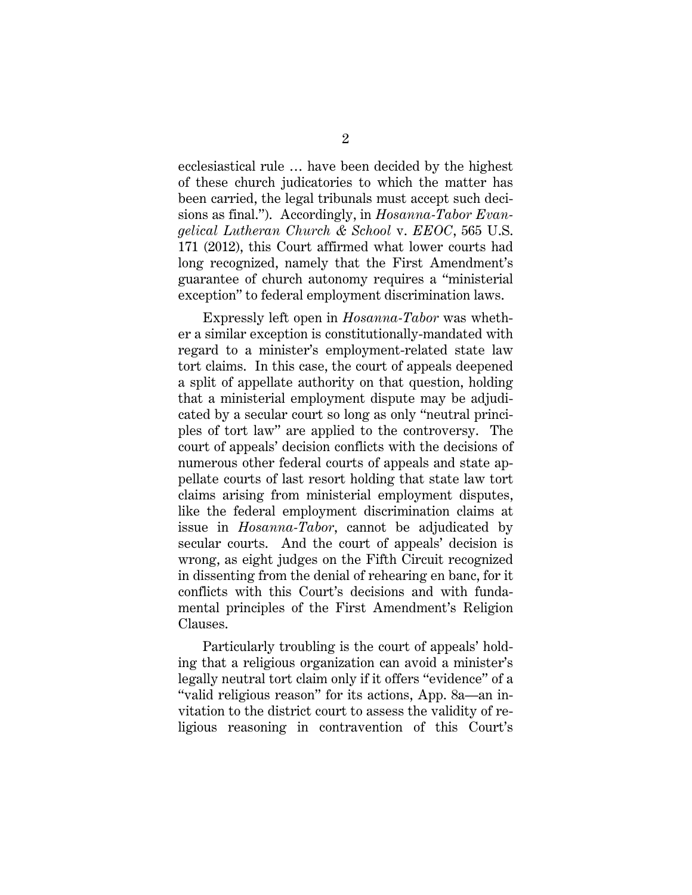ecclesiastical rule … have been decided by the highest of these church judicatories to which the matter has been carried, the legal tribunals must accept such decisions as final."). Accordingly, in *Hosanna-Tabor Evangelical Lutheran Church & School* v. *EEOC*, 565 U.S. 171 (2012), this Court affirmed what lower courts had long recognized, namely that the First Amendment's guarantee of church autonomy requires a "ministerial exception" to federal employment discrimination laws.

Expressly left open in *Hosanna-Tabor* was whether a similar exception is constitutionally-mandated with regard to a minister's employment-related state law tort claims. In this case, the court of appeals deepened a split of appellate authority on that question, holding that a ministerial employment dispute may be adjudicated by a secular court so long as only "neutral principles of tort law" are applied to the controversy. The court of appeals' decision conflicts with the decisions of numerous other federal courts of appeals and state appellate courts of last resort holding that state law tort claims arising from ministerial employment disputes, like the federal employment discrimination claims at issue in *Hosanna-Tabor*, cannot be adjudicated by secular courts. And the court of appeals' decision is wrong, as eight judges on the Fifth Circuit recognized in dissenting from the denial of rehearing en banc, for it conflicts with this Court's decisions and with fundamental principles of the First Amendment's Religion Clauses.

Particularly troubling is the court of appeals' holding that a religious organization can avoid a minister's legally neutral tort claim only if it offers "evidence" of a "valid religious reason" for its actions, App. 8a—an invitation to the district court to assess the validity of religious reasoning in contravention of this Court's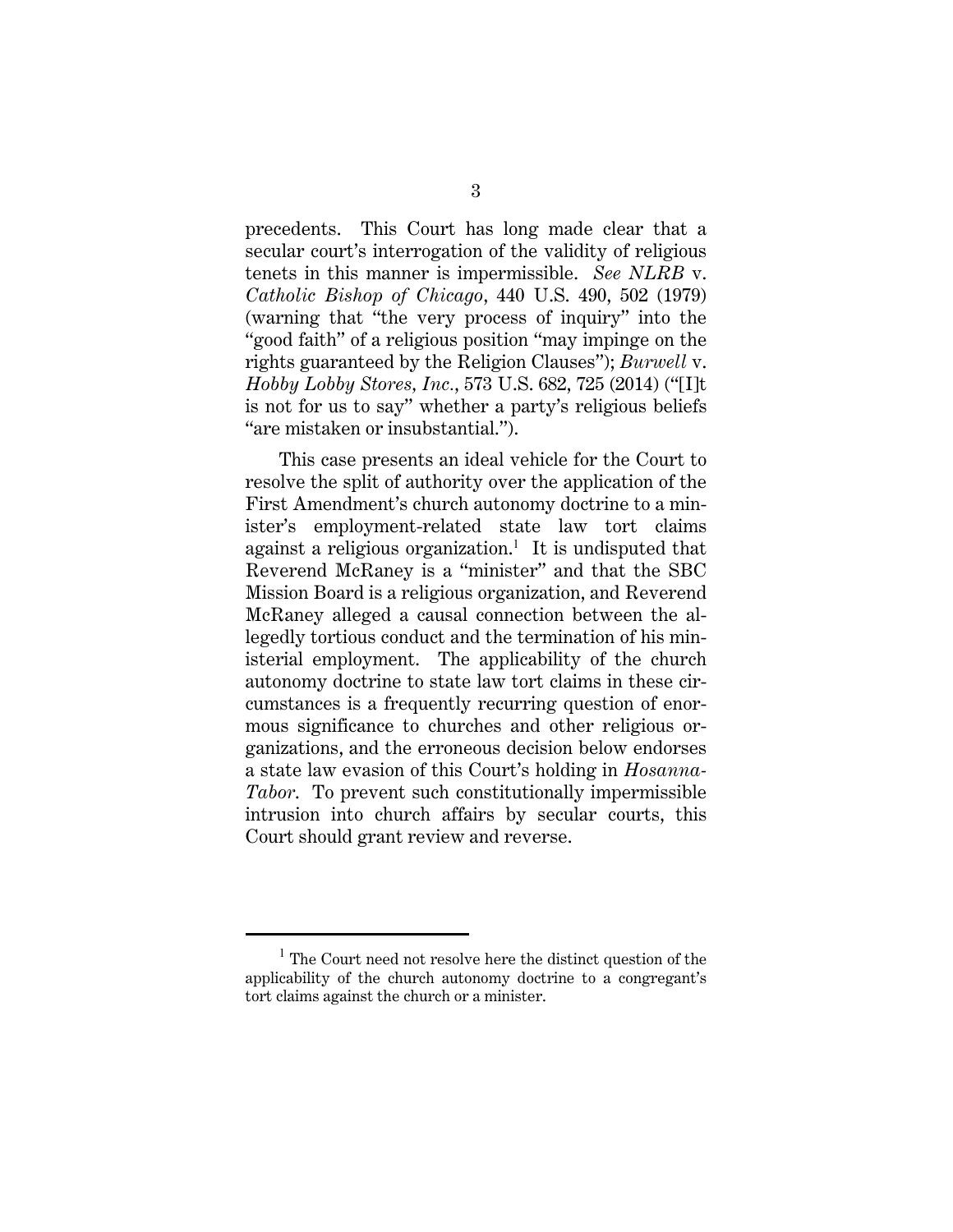precedents. This Court has long made clear that a secular court's interrogation of the validity of religious tenets in this manner is impermissible. *See NLRB* v. *Catholic Bishop of Chicago*, 440 U.S. 490, 502 (1979) (warning that "the very process of inquiry" into the "good faith" of a religious position "may impinge on the rights guaranteed by the Religion Clauses"); *Burwell* v. *Hobby Lobby Stores, Inc.*, 573 U.S. 682, 725 (2014) ("[I]t is not for us to say" whether a party's religious beliefs "are mistaken or insubstantial.").

This case presents an ideal vehicle for the Court to resolve the split of authority over the application of the First Amendment's church autonomy doctrine to a minister's employment-related state law tort claims against a religious organization.[1] It is undisputed that Reverend McRaney is a "minister" and that the SBC Mission Board is a religious organization, and Reverend McRaney alleged a causal connection between the allegedly tortious conduct and the termination of his ministerial employment. The applicability of the church autonomy doctrine to state law tort claims in these circumstances is a frequently recurring question of enormous significance to churches and other religious organizations, and the erroneous decision below endorses a state law evasion of this Court's holding in *Hosanna-Tabor*. To prevent such constitutionally impermissible intrusion into church affairs by secular courts, this Court should grant review and reverse.

---

[1] The Court need not resolve here the distinct question of the applicability of the church autonomy doctrine to a congregant's tort claims against the church or a minister.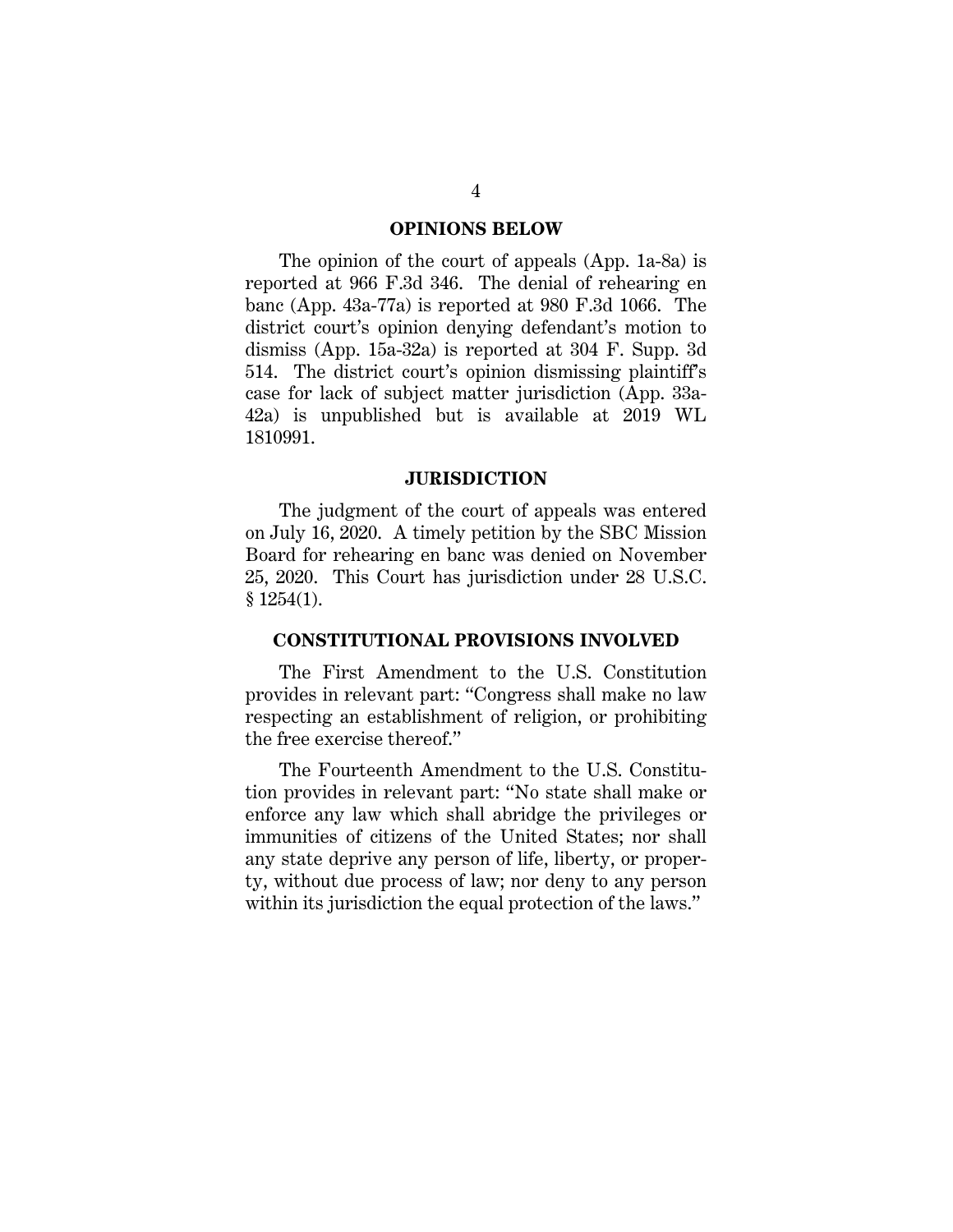## OPINIONS BELOW

The opinion of the court of appeals (App. 1a-8a) is reported at 966 F.3d 346. The denial of rehearing en banc (App. 43a-77a) is reported at 980 F.3d 1066. The district court's opinion denying defendant's motion to dismiss (App. 15a-32a) is reported at 304 F. Supp. 3d 514. The district court's opinion dismissing plaintiff's case for lack of subject matter jurisdiction (App. 33a-42a) is unpublished but is available at 2019 WL 1810991.

## JURISDICTION

The judgment of the court of appeals was entered on July 16, 2020. A timely petition by the SBC Mission Board for rehearing en banc was denied on November 25, 2020. This Court has jurisdiction under 28 U.S.C. § 1254(1).

## CONSTITUTIONAL PROVISIONS INVOLVED

The First Amendment to the U.S. Constitution provides in relevant part: "Congress shall make no law respecting an establishment of religion, or prohibiting the free exercise thereof."

The Fourteenth Amendment to the U.S. Constitution provides in relevant part: "No state shall make or enforce any law which shall abridge the privileges or immunities of citizens of the United States; nor shall any state deprive any person of life, liberty, or property, without due process of law; nor deny to any person within its jurisdiction the equal protection of the laws."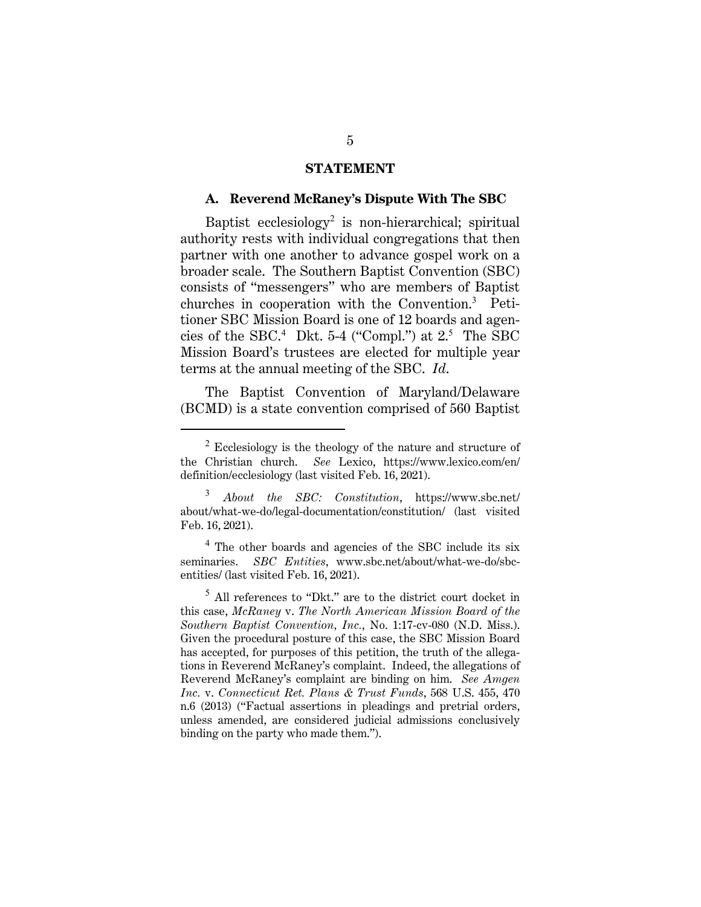## STATEMENT

### A. Reverend McRaney's Dispute With The SBC

Baptist ecclesiology[2] is non-hierarchical; spiritual authority rests with individual congregations that then partner with one another to advance gospel work on a broader scale. The Southern Baptist Convention (SBC) consists of "messengers" who are members of Baptist churches in cooperation with the Convention.[3] Petitioner SBC Mission Board is one of 12 boards and agencies of the SBC.[4] Dkt. 5-4 ("Compl.") at 2.[5] The SBC Mission Board's trustees are elected for multiple year terms at the annual meeting of the SBC. *Id.*

The Baptist Convention of Maryland/Delaware (BCMD) is a state convention comprised of 560 Baptist

---

[2] Ecclesiology is the theology of the nature and structure of the Christian church. *See* Lexico, https://www.lexico.com/en/definition/ecclesiology (last visited Feb. 16, 2021).

[3] *About the SBC: Constitution*, https://www.sbc.net/about/what-we-do/legal-documentation/constitution/ (last visited Feb. 16, 2021).

[4] The other boards and agencies of the SBC include its six seminaries. *SBC Entities*, www.sbc.net/about/what-we-do/sbc-entities/ (last visited Feb. 16, 2021).

[5] All references to "Dkt." are to the district court docket in this case, *McRaney* v. *The North American Mission Board of the Southern Baptist Convention, Inc.*, No. 1:17-cv-080 (N.D. Miss.). Given the procedural posture of this case, the SBC Mission Board has accepted, for purposes of this petition, the truth of the allegations in Reverend McRaney's complaint. Indeed, the allegations of Reverend McRaney's complaint are binding on him. *See Amgen Inc.* v. *Connecticut Ret. Plans & Trust Funds*, 568 U.S. 455, 470 n.6 (2013) ("Factual assertions in pleadings and pretrial orders, unless amended, are considered judicial admissions conclusively binding on the party who made them.").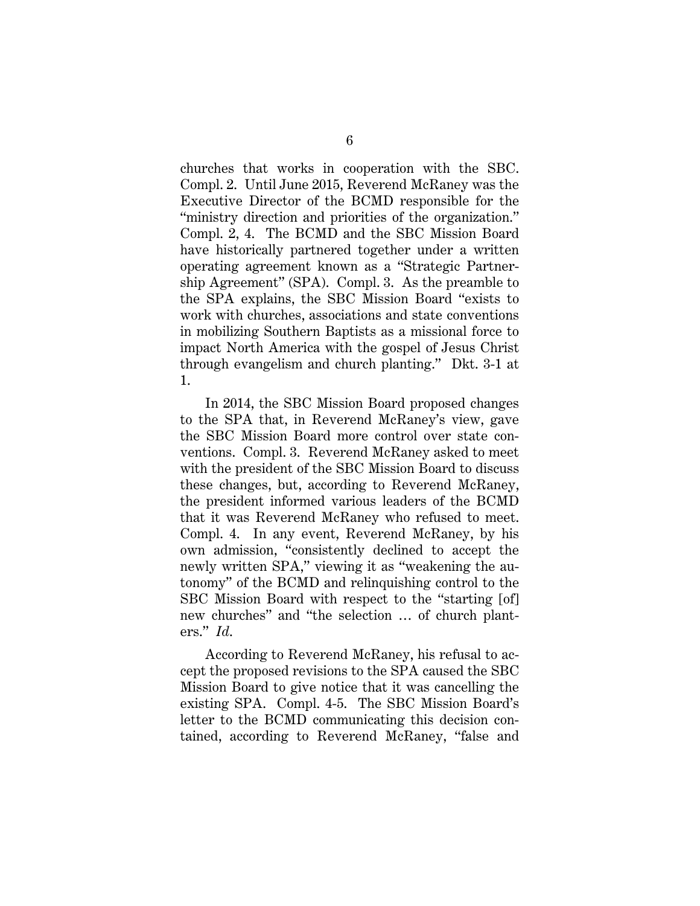churches that works in cooperation with the SBC. Compl. 2. Until June 2015, Reverend McRaney was the Executive Director of the BCMD responsible for the "ministry direction and priorities of the organization." Compl. 2, 4. The BCMD and the SBC Mission Board have historically partnered together under a written operating agreement known as a "Strategic Partnership Agreement" (SPA). Compl. 3. As the preamble to the SPA explains, the SBC Mission Board "exists to work with churches, associations and state conventions in mobilizing Southern Baptists as a missional force to impact North America with the gospel of Jesus Christ through evangelism and church planting." Dkt. 3-1 at 1.

In 2014, the SBC Mission Board proposed changes to the SPA that, in Reverend McRaney's view, gave the SBC Mission Board more control over state conventions. Compl. 3. Reverend McRaney asked to meet with the president of the SBC Mission Board to discuss these changes, but, according to Reverend McRaney, the president informed various leaders of the BCMD that it was Reverend McRaney who refused to meet. Compl. 4. In any event, Reverend McRaney, by his own admission, "consistently declined to accept the newly written SPA," viewing it as "weakening the autonomy" of the BCMD and relinquishing control to the SBC Mission Board with respect to the "starting [of] new churches" and "the selection … of church planters." *Id.*

According to Reverend McRaney, his refusal to accept the proposed revisions to the SPA caused the SBC Mission Board to give notice that it was cancelling the existing SPA. Compl. 4-5. The SBC Mission Board's letter to the BCMD communicating this decision contained, according to Reverend McRaney, "false and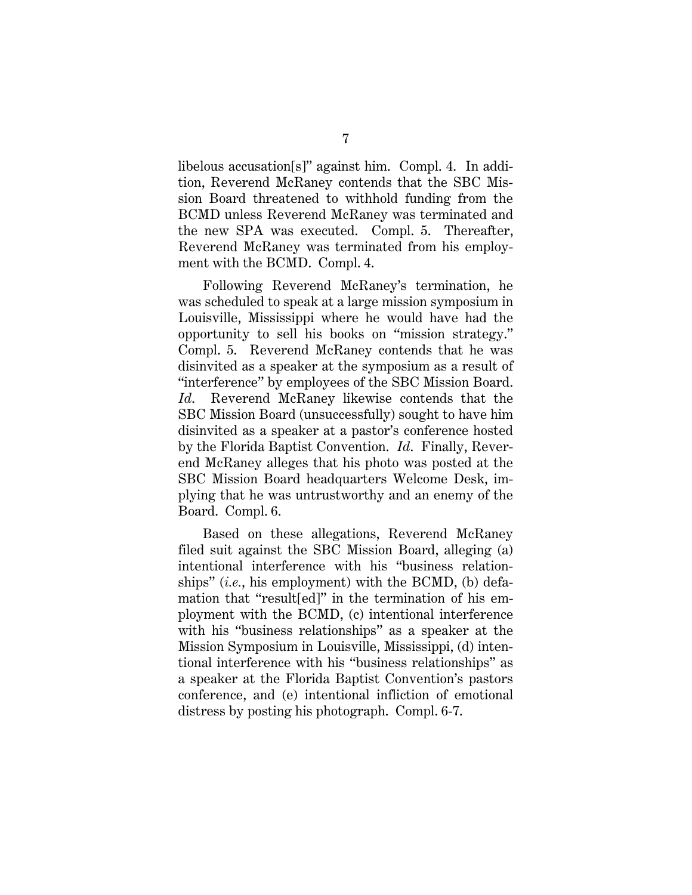libelous accusation[s]" against him. Compl. 4. In addition, Reverend McRaney contends that the SBC Mission Board threatened to withhold funding from the BCMD unless Reverend McRaney was terminated and the new SPA was executed. Compl. 5. Thereafter, Reverend McRaney was terminated from his employment with the BCMD. Compl. 4.

Following Reverend McRaney's termination, he was scheduled to speak at a large mission symposium in Louisville, Mississippi where he would have had the opportunity to sell his books on "mission strategy." Compl. 5. Reverend McRaney contends that he was disinvited as a speaker at the symposium as a result of "interference" by employees of the SBC Mission Board. *Id.* Reverend McRaney likewise contends that the SBC Mission Board (unsuccessfully) sought to have him disinvited as a speaker at a pastor's conference hosted by the Florida Baptist Convention. *Id.* Finally, Reverend McRaney alleges that his photo was posted at the SBC Mission Board headquarters Welcome Desk, implying that he was untrustworthy and an enemy of the Board. Compl. 6.

Based on these allegations, Reverend McRaney filed suit against the SBC Mission Board, alleging (a) intentional interference with his "business relationships" (*i.e.*, his employment) with the BCMD, (b) defamation that "result[ed]" in the termination of his employment with the BCMD, (c) intentional interference with his "business relationships" as a speaker at the Mission Symposium in Louisville, Mississippi, (d) intentional interference with his "business relationships" as a speaker at the Florida Baptist Convention's pastors conference, and (e) intentional infliction of emotional distress by posting his photograph. Compl. 6-7.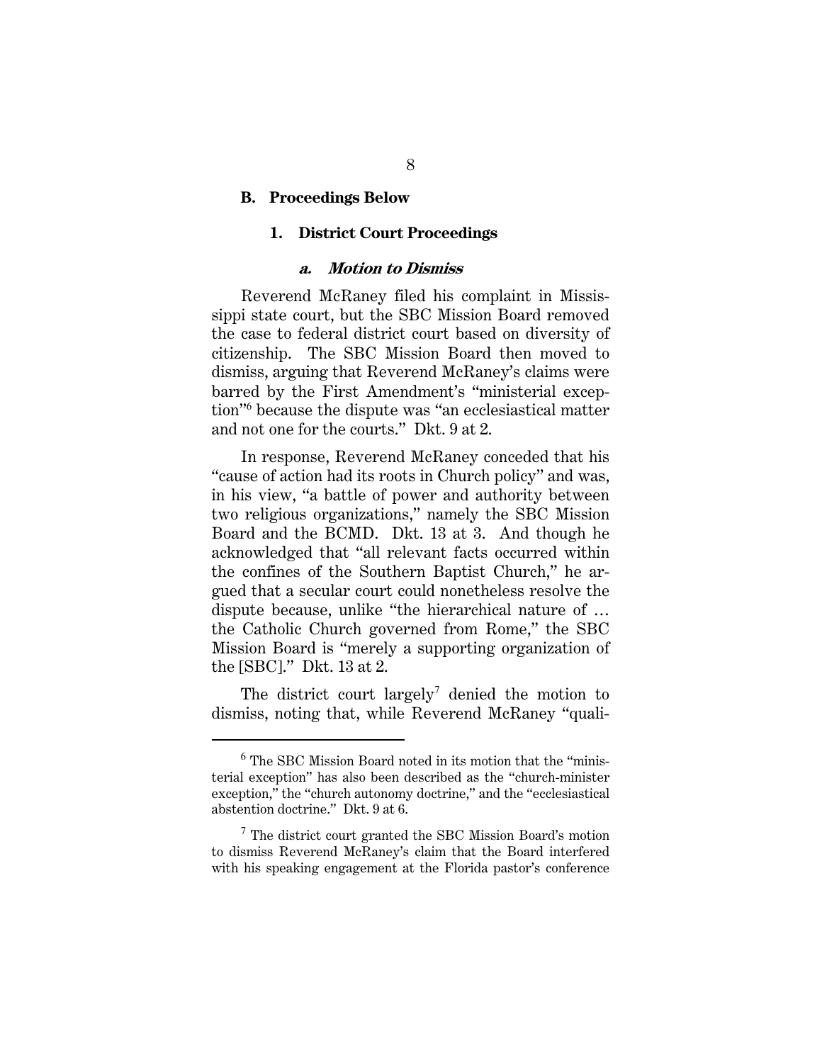## B. Proceedings Below

### 1. District Court Proceedings

#### *a. Motion to Dismiss*

Reverend McRaney filed his complaint in Mississippi state court, but the SBC Mission Board removed the case to federal district court based on diversity of citizenship. The SBC Mission Board then moved to dismiss, arguing that Reverend McRaney's claims were barred by the First Amendment's "ministerial exception"[6] because the dispute was "an ecclesiastical matter and not one for the courts." Dkt. 9 at 2.

In response, Reverend McRaney conceded that his "cause of action had its roots in Church policy" and was, in his view, "a battle of power and authority between two religious organizations," namely the SBC Mission Board and the BCMD. Dkt. 13 at 3. And though he acknowledged that "all relevant facts occurred within the confines of the Southern Baptist Church," he argued that a secular court could nonetheless resolve the dispute because, unlike "the hierarchical nature of … the Catholic Church governed from Rome," the SBC Mission Board is "merely a supporting organization of the [SBC]." Dkt. 13 at 2.

The district court largely[7] denied the motion to dismiss, noting that, while Reverend McRaney "quali-

---

[6] The SBC Mission Board noted in its motion that the "ministerial exception" has also been described as the "church-minister exception," the "church autonomy doctrine," and the "ecclesiastical abstention doctrine." Dkt. 9 at 6.

[7] The district court granted the SBC Mission Board's motion to dismiss Reverend McRaney's claim that the Board interfered with his speaking engagement at the Florida pastor's conference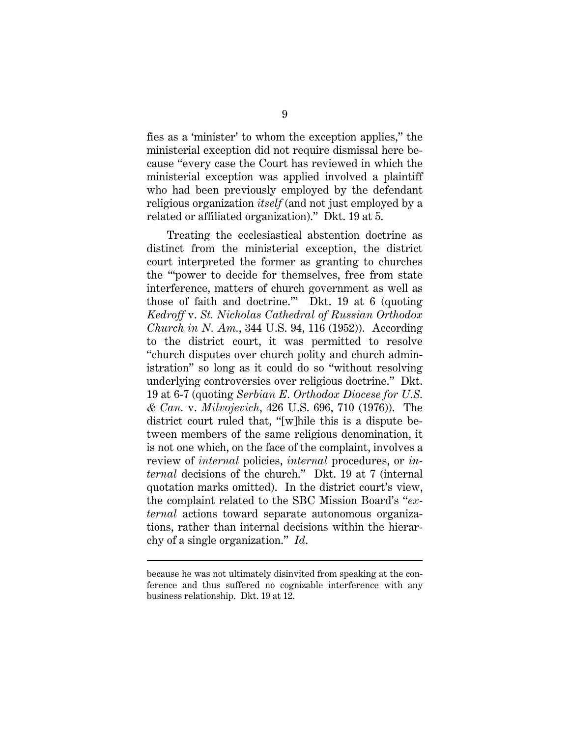fies as a 'minister' to whom the exception applies," the ministerial exception did not require dismissal here because "every case the Court has reviewed in which the ministerial exception was applied involved a plaintiff who had been previously employed by the defendant religious organization *itself* (and not just employed by a related or affiliated organization)." Dkt. 19 at 5.

Treating the ecclesiastical abstention doctrine as distinct from the ministerial exception, the district court interpreted the former as granting to churches the "'power to decide for themselves, free from state interference, matters of church government as well as those of faith and doctrine.'" Dkt. 19 at 6 (quoting *Kedroff* v. *St. Nicholas Cathedral of Russian Orthodox Church in N. Am.*, 344 U.S. 94, 116 (1952)). According to the district court, it was permitted to resolve "church disputes over church polity and church administration" so long as it could do so "without resolving underlying controversies over religious doctrine." Dkt. 19 at 6-7 (quoting *Serbian E. Orthodox Diocese for U.S. & Can.* v. *Milvojevich*, 426 U.S. 696, 710 (1976)). The district court ruled that, "[w]hile this is a dispute between members of the same religious denomination, it is not one which, on the face of the complaint, involves a review of *internal* policies, *internal* procedures, or *internal* decisions of the church." Dkt. 19 at 7 (internal quotation marks omitted). In the district court's view, the complaint related to the SBC Mission Board's "*external* actions toward separate autonomous organizations, rather than internal decisions within the hierarchy of a single organization." *Id.*

---

because he was not ultimately disinvited from speaking at the conference and thus suffered no cognizable interference with any business relationship. Dkt. 19 at 12.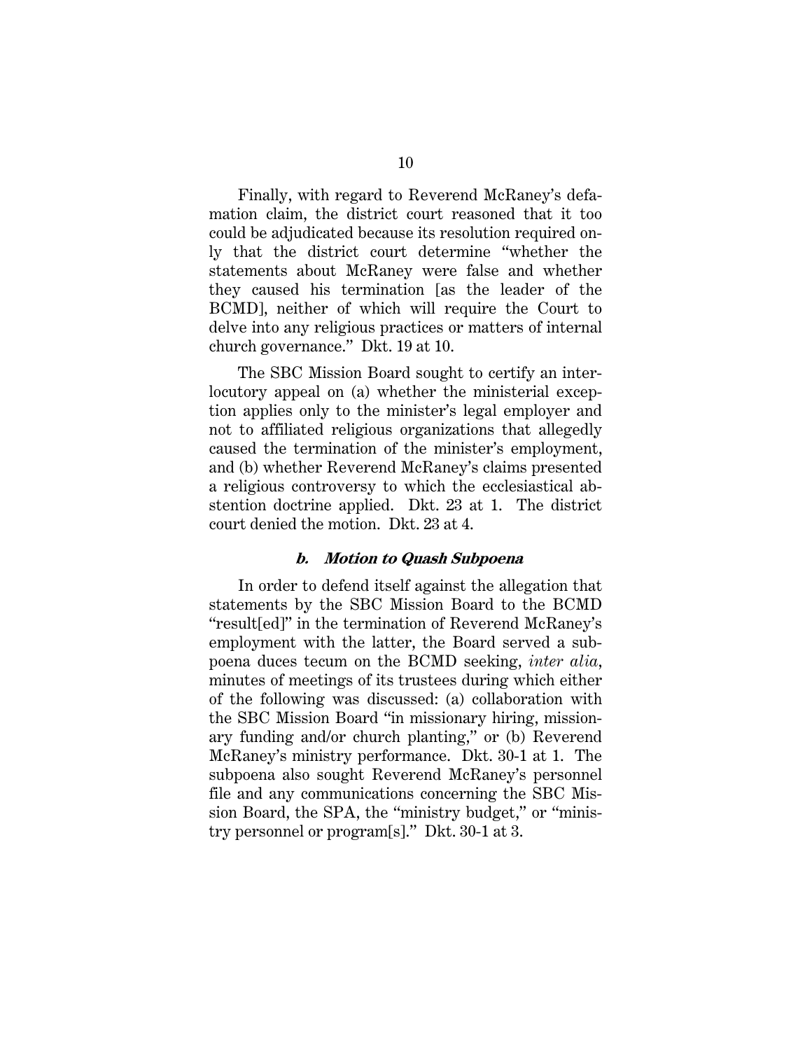Finally, with regard to Reverend McRaney's defamation claim, the district court reasoned that it too could be adjudicated because its resolution required only that the district court determine "whether the statements about McRaney were false and whether they caused his termination [as the leader of the BCMD], neither of which will require the Court to delve into any religious practices or matters of internal church governance." Dkt. 19 at 10.

The SBC Mission Board sought to certify an interlocutory appeal on (a) whether the ministerial exception applies only to the minister's legal employer and not to affiliated religious organizations that allegedly caused the termination of the minister's employment, and (b) whether Reverend McRaney's claims presented a religious controversy to which the ecclesiastical abstention doctrine applied. Dkt. 23 at 1. The district court denied the motion. Dkt. 23 at 4.

#### *b. Motion to Quash Subpoena*

In order to defend itself against the allegation that statements by the SBC Mission Board to the BCMD "result[ed]" in the termination of Reverend McRaney's employment with the latter, the Board served a subpoena duces tecum on the BCMD seeking, *inter alia*, minutes of meetings of its trustees during which either of the following was discussed: (a) collaboration with the SBC Mission Board "in missionary hiring, missionary funding and/or church planting," or (b) Reverend McRaney's ministry performance. Dkt. 30-1 at 1. The subpoena also sought Reverend McRaney's personnel file and any communications concerning the SBC Mission Board, the SPA, the "ministry budget," or "ministry personnel or program[s]." Dkt. 30-1 at 3.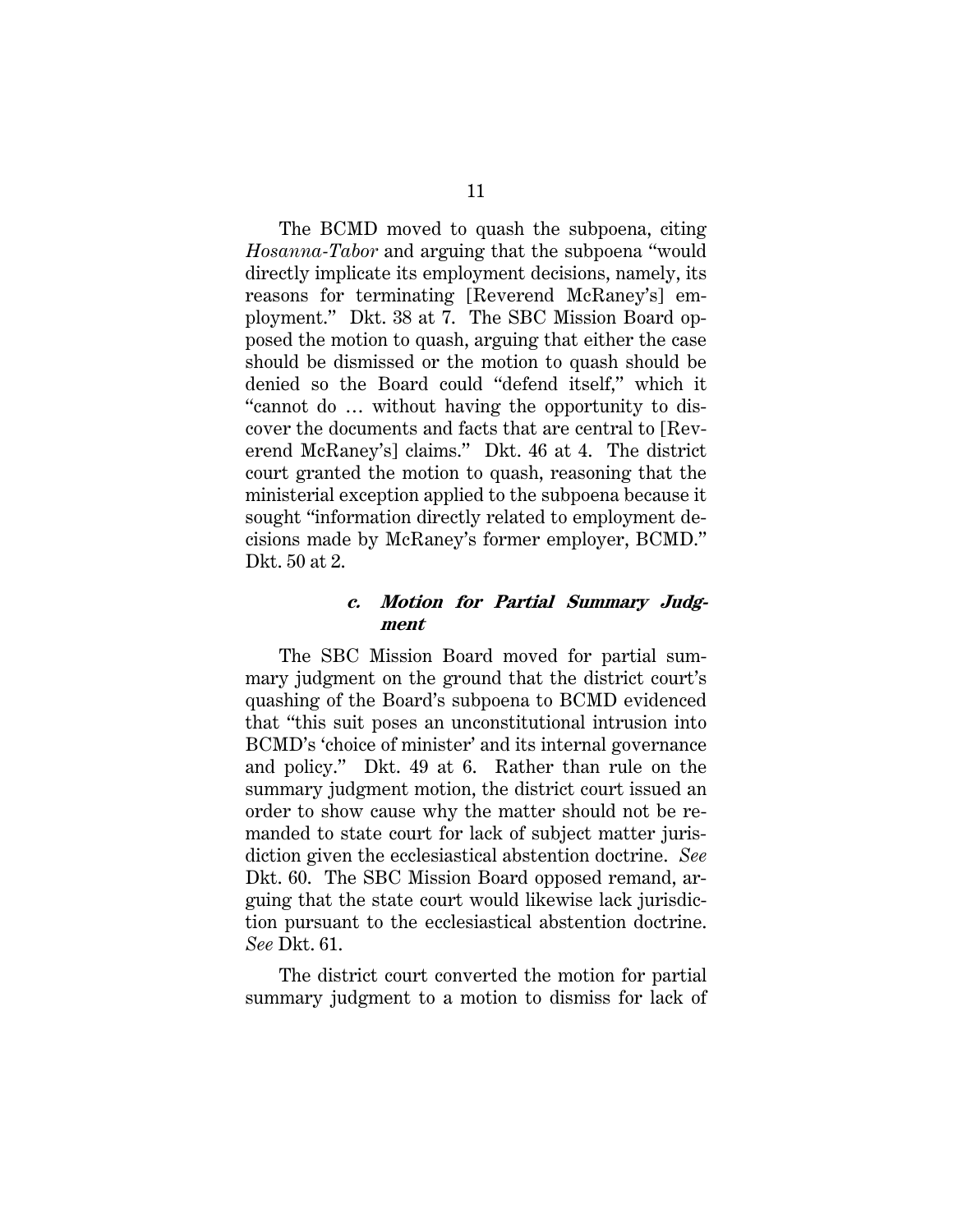The BCMD moved to quash the subpoena, citing *Hosanna-Tabor* and arguing that the subpoena "would directly implicate its employment decisions, namely, its reasons for terminating [Reverend McRaney's] employment." Dkt. 38 at 7. The SBC Mission Board opposed the motion to quash, arguing that either the case should be dismissed or the motion to quash should be denied so the Board could "defend itself," which it "cannot do … without having the opportunity to discover the documents and facts that are central to [Reverend McRaney's] claims." Dkt. 46 at 4. The district court granted the motion to quash, reasoning that the ministerial exception applied to the subpoena because it sought "information directly related to employment decisions made by McRaney's former employer, BCMD." Dkt. 50 at 2.

#### *c. Motion for Partial Summary Judgment*

The SBC Mission Board moved for partial summary judgment on the ground that the district court's quashing of the Board's subpoena to BCMD evidenced that "this suit poses an unconstitutional intrusion into BCMD's 'choice of minister' and its internal governance and policy." Dkt. 49 at 6. Rather than rule on the summary judgment motion, the district court issued an order to show cause why the matter should not be remanded to state court for lack of subject matter jurisdiction given the ecclesiastical abstention doctrine. *See* Dkt. 60. The SBC Mission Board opposed remand, arguing that the state court would likewise lack jurisdiction pursuant to the ecclesiastical abstention doctrine. *See* Dkt. 61.

The district court converted the motion for partial summary judgment to a motion to dismiss for lack of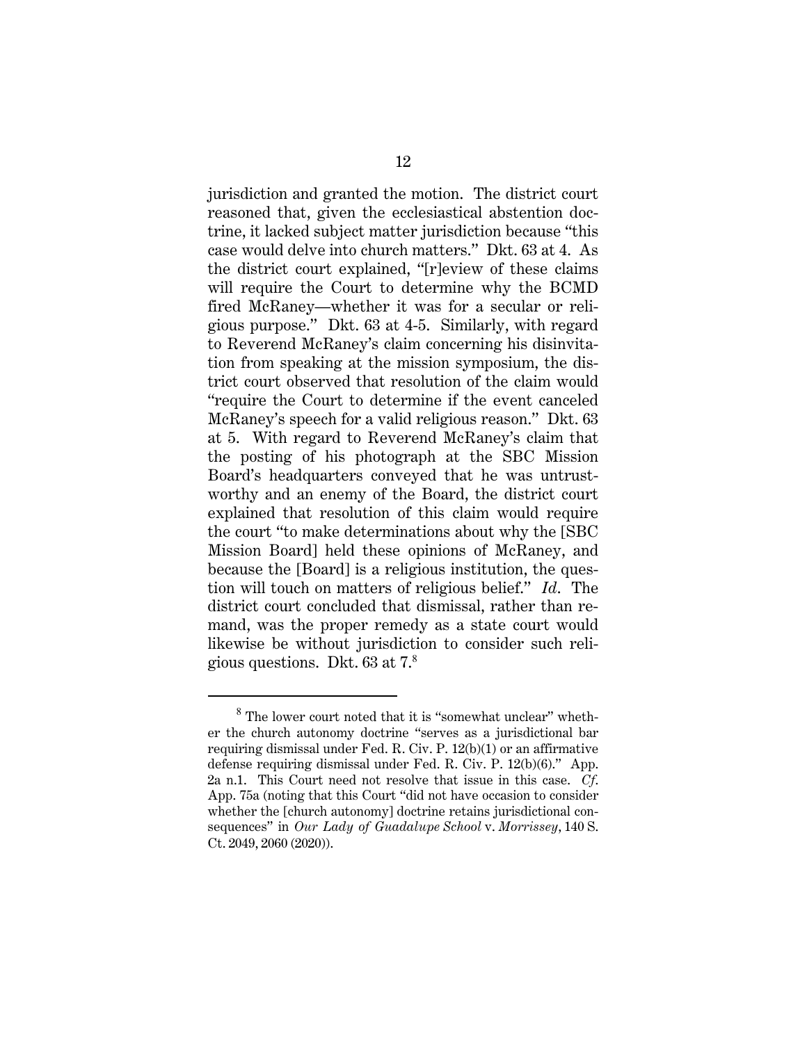jurisdiction and granted the motion. The district court reasoned that, given the ecclesiastical abstention doctrine, it lacked subject matter jurisdiction because "this case would delve into church matters." Dkt. 63 at 4. As the district court explained, "[r]eview of these claims will require the Court to determine why the BCMD fired McRaney—whether it was for a secular or religious purpose." Dkt. 63 at 4-5. Similarly, with regard to Reverend McRaney's claim concerning his disinvitation from speaking at the mission symposium, the district court observed that resolution of the claim would "require the Court to determine if the event canceled McRaney's speech for a valid religious reason." Dkt. 63 at 5. With regard to Reverend McRaney's claim that the posting of his photograph at the SBC Mission Board's headquarters conveyed that he was untrustworthy and an enemy of the Board, the district court explained that resolution of this claim would require the court "to make determinations about why the [SBC Mission Board] held these opinions of McRaney, and because the [Board] is a religious institution, the question will touch on matters of religious belief." *Id.* The district court concluded that dismissal, rather than remand, was the proper remedy as a state court would likewise be without jurisdiction to consider such religious questions. Dkt. 63 at 7.[8]

---

[8] The lower court noted that it is "somewhat unclear" whether the church autonomy doctrine "serves as a jurisdictional bar requiring dismissal under Fed. R. Civ. P. 12(b)(1) or an affirmative defense requiring dismissal under Fed. R. Civ. P. 12(b)(6)." App. 2a n.1. This Court need not resolve that issue in this case. *Cf.* App. 75a (noting that this Court "did not have occasion to consider whether the [church autonomy] doctrine retains jurisdictional consequences" in *Our Lady of Guadalupe School* v. *Morrissey*, 140 S. Ct. 2049, 2060 (2020)).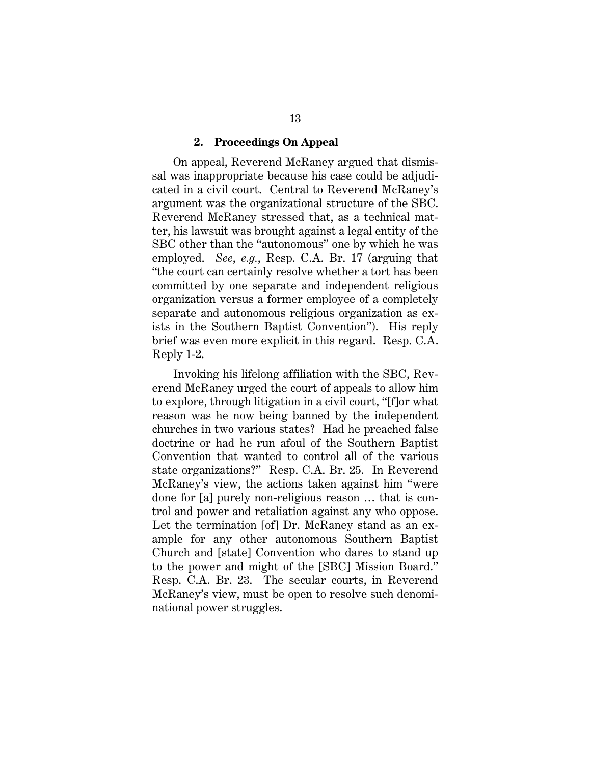### 2. Proceedings On Appeal

On appeal, Reverend McRaney argued that dismissal was inappropriate because his case could be adjudicated in a civil court. Central to Reverend McRaney's argument was the organizational structure of the SBC. Reverend McRaney stressed that, as a technical matter, his lawsuit was brought against a legal entity of the SBC other than the "autonomous" one by which he was employed. *See*, *e.g.*, Resp. C.A. Br. 17 (arguing that "the court can certainly resolve whether a tort has been committed by one separate and independent religious organization versus a former employee of a completely separate and autonomous religious organization as exists in the Southern Baptist Convention"). His reply brief was even more explicit in this regard. Resp. C.A. Reply 1-2.

Invoking his lifelong affiliation with the SBC, Reverend McRaney urged the court of appeals to allow him to explore, through litigation in a civil court, "[f]or what reason was he now being banned by the independent churches in two various states? Had he preached false doctrine or had he run afoul of the Southern Baptist Convention that wanted to control all of the various state organizations?" Resp. C.A. Br. 25. In Reverend McRaney's view, the actions taken against him "were done for [a] purely non-religious reason … that is control and power and retaliation against any who oppose. Let the termination [of] Dr. McRaney stand as an example for any other autonomous Southern Baptist Church and [state] Convention who dares to stand up to the power and might of the [SBC] Mission Board." Resp. C.A. Br. 23. The secular courts, in Reverend McRaney's view, must be open to resolve such denominational power struggles.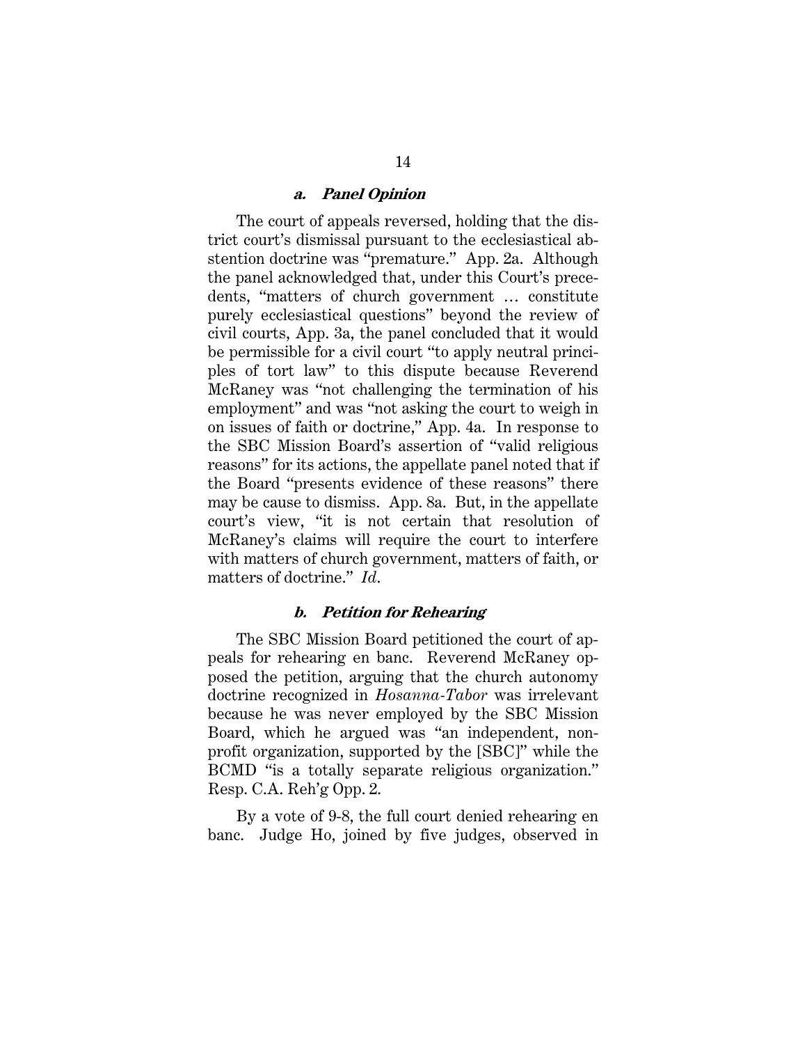#### *a. Panel Opinion*

The court of appeals reversed, holding that the district court's dismissal pursuant to the ecclesiastical abstention doctrine was "premature." App. 2a. Although the panel acknowledged that, under this Court's precedents, "matters of church government … constitute purely ecclesiastical questions" beyond the review of civil courts, App. 3a, the panel concluded that it would be permissible for a civil court "to apply neutral principles of tort law" to this dispute because Reverend McRaney was "not challenging the termination of his employment" and was "not asking the court to weigh in on issues of faith or doctrine," App. 4a. In response to the SBC Mission Board's assertion of "valid religious reasons" for its actions, the appellate panel noted that if the Board "presents evidence of these reasons" there may be cause to dismiss. App. 8a. But, in the appellate court's view, "it is not certain that resolution of McRaney's claims will require the court to interfere with matters of church government, matters of faith, or matters of doctrine." *Id*.

#### *b. Petition for Rehearing*

The SBC Mission Board petitioned the court of appeals for rehearing en banc. Reverend McRaney opposed the petition, arguing that the church autonomy doctrine recognized in *Hosanna-Tabor* was irrelevant because he was never employed by the SBC Mission Board, which he argued was "an independent, nonprofit organization, supported by the [SBC]" while the BCMD "is a totally separate religious organization." Resp. C.A. Reh'g Opp. 2.

By a vote of 9-8, the full court denied rehearing en banc. Judge Ho, joined by five judges, observed in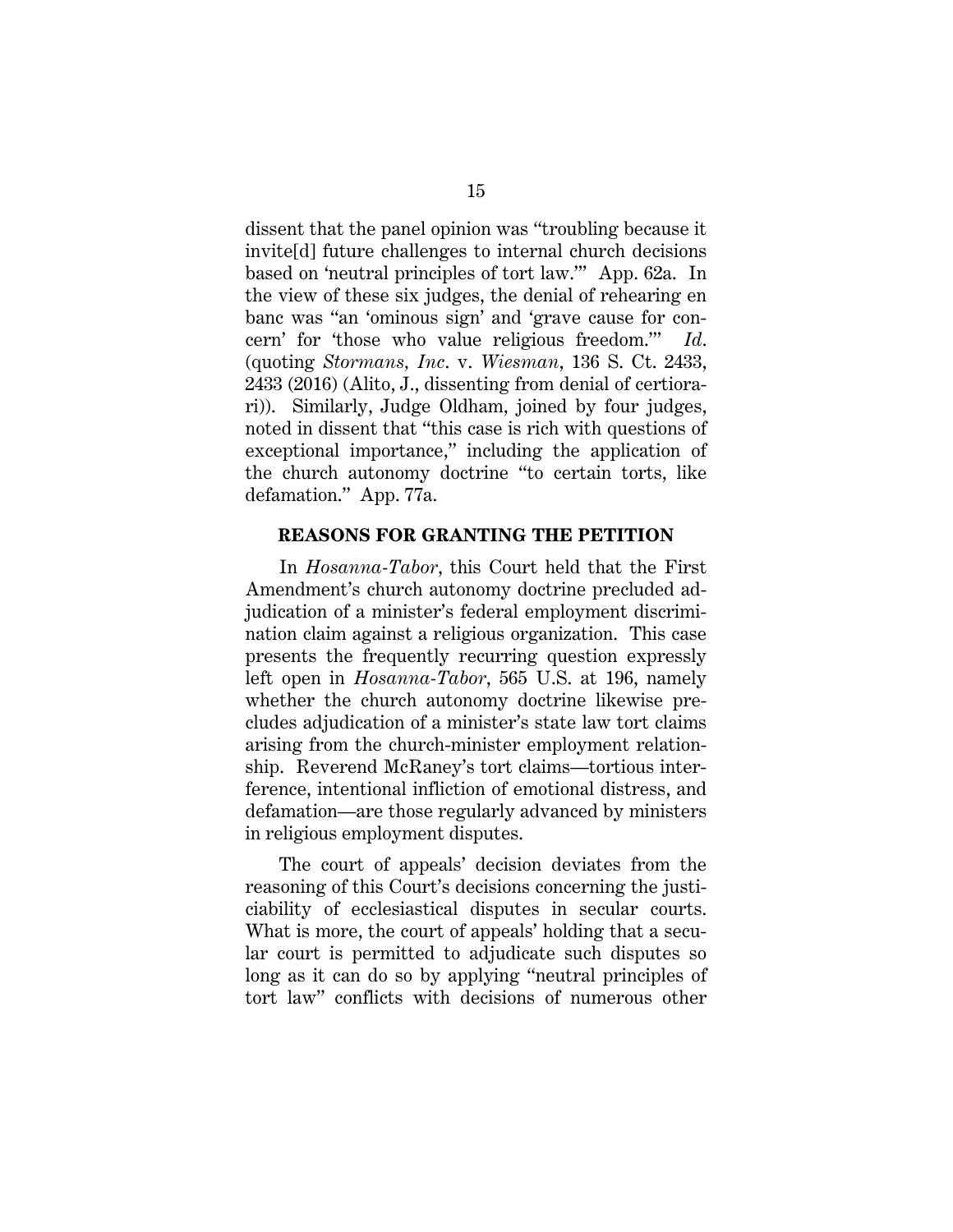dissent that the panel opinion was "troubling because it invite[d] future challenges to internal church decisions based on 'neutral principles of tort law.'" App. 62a. In the view of these six judges, the denial of rehearing en banc was "an 'ominous sign' and 'grave cause for concern' for 'those who value religious freedom.'" *Id.* (quoting *Stormans, Inc.* v. *Wiesman*, 136 S. Ct. 2433, 2433 (2016) (Alito, J., dissenting from denial of certiorari)). Similarly, Judge Oldham, joined by four judges, noted in dissent that "this case is rich with questions of exceptional importance," including the application of the church autonomy doctrine "to certain torts, like defamation." App. 77a.

## REASONS FOR GRANTING THE PETITION

In *Hosanna-Tabor*, this Court held that the First Amendment's church autonomy doctrine precluded adjudication of a minister's federal employment discrimination claim against a religious organization. This case presents the frequently recurring question expressly left open in *Hosanna-Tabor*, 565 U.S. at 196, namely whether the church autonomy doctrine likewise precludes adjudication of a minister's state law tort claims arising from the church-minister employment relationship. Reverend McRaney's tort claims—tortious interference, intentional infliction of emotional distress, and defamation—are those regularly advanced by ministers in religious employment disputes.

The court of appeals' decision deviates from the reasoning of this Court's decisions concerning the justiciability of ecclesiastical disputes in secular courts. What is more, the court of appeals' holding that a secular court is permitted to adjudicate such disputes so long as it can do so by applying "neutral principles of tort law" conflicts with decisions of numerous other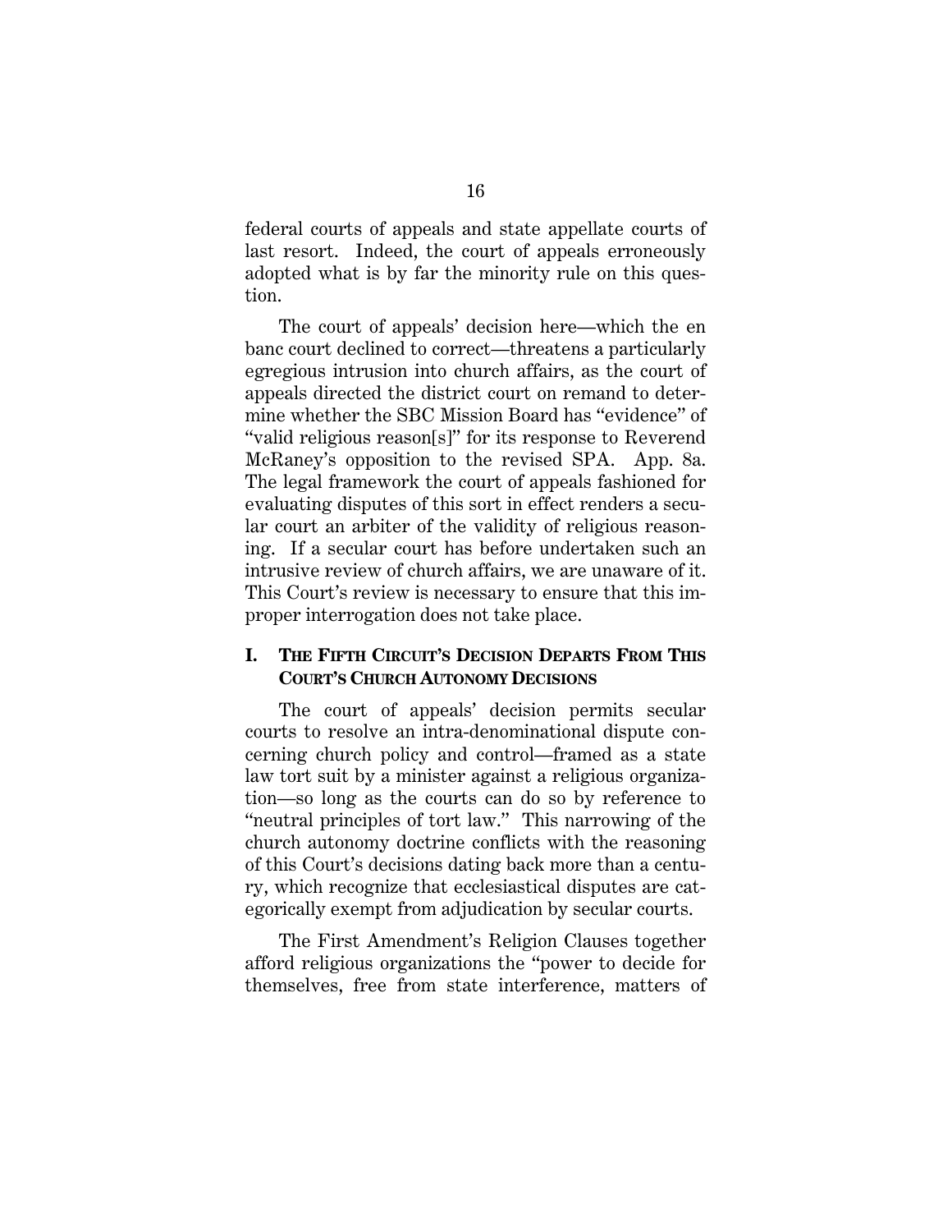federal courts of appeals and state appellate courts of last resort. Indeed, the court of appeals erroneously adopted what is by far the minority rule on this question.

The court of appeals' decision here—which the en banc court declined to correct—threatens a particularly egregious intrusion into church affairs, as the court of appeals directed the district court on remand to determine whether the SBC Mission Board has "evidence" of "valid religious reason[s]" for its response to Reverend McRaney's opposition to the revised SPA. App. 8a. The legal framework the court of appeals fashioned for evaluating disputes of this sort in effect renders a secular court an arbiter of the validity of religious reasoning. If a secular court has before undertaken such an intrusive review of church affairs, we are unaware of it. This Court's review is necessary to ensure that this improper interrogation does not take place.

## I. THE FIFTH CIRCUIT'S DECISION DEPARTS FROM THIS COURT'S CHURCH AUTONOMY DECISIONS

The court of appeals' decision permits secular courts to resolve an intra-denominational dispute concerning church policy and control—framed as a state law tort suit by a minister against a religious organization—so long as the courts can do so by reference to "neutral principles of tort law." This narrowing of the church autonomy doctrine conflicts with the reasoning of this Court's decisions dating back more than a century, which recognize that ecclesiastical disputes are categorically exempt from adjudication by secular courts.

The First Amendment's Religion Clauses together afford religious organizations the "power to decide for themselves, free from state interference, matters of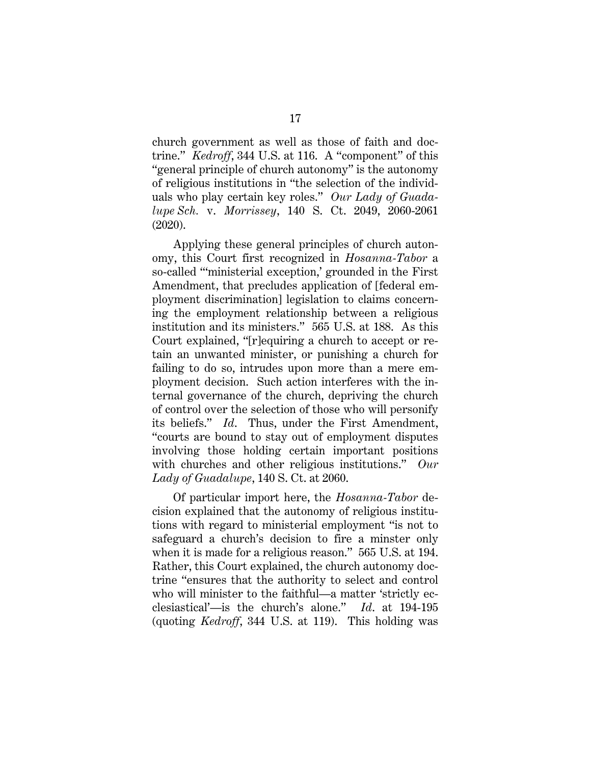church government as well as those of faith and doctrine." *Kedroff*, 344 U.S. at 116. A "component" of this "general principle of church autonomy" is the autonomy of religious institutions in "the selection of the individuals who play certain key roles." *Our Lady of Guadalupe Sch.* v. *Morrissey*, 140 S. Ct. 2049, 2060-2061 (2020).

Applying these general principles of church autonomy, this Court first recognized in *Hosanna-Tabor* a so-called "'ministerial exception,' grounded in the First Amendment, that precludes application of [federal employment discrimination] legislation to claims concerning the employment relationship between a religious institution and its ministers." 565 U.S. at 188. As this Court explained, "[r]equiring a church to accept or retain an unwanted minister, or punishing a church for failing to do so, intrudes upon more than a mere employment decision. Such action interferes with the internal governance of the church, depriving the church of control over the selection of those who will personify its beliefs." *Id.* Thus, under the First Amendment, "courts are bound to stay out of employment disputes involving those holding certain important positions with churches and other religious institutions." *Our Lady of Guadalupe*, 140 S. Ct. at 2060.

Of particular import here, the *Hosanna-Tabor* decision explained that the autonomy of religious institutions with regard to ministerial employment "is not to safeguard a church's decision to fire a minster only when it is made for a religious reason." 565 U.S. at 194. Rather, this Court explained, the church autonomy doctrine "ensures that the authority to select and control who will minister to the faithful—a matter 'strictly ecclesiastical'—is the church's alone." *Id.* at 194-195 (quoting *Kedroff*, 344 U.S. at 119). This holding was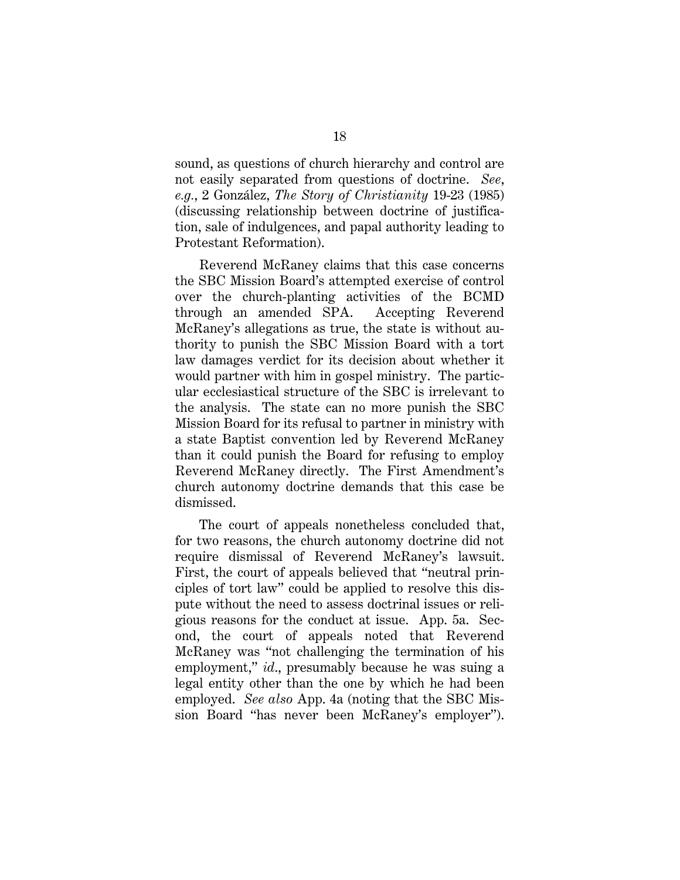sound, as questions of church hierarchy and control are not easily separated from questions of doctrine. *See*, *e.g.*, 2 González, *The Story of Christianity* 19-23 (1985) (discussing relationship between doctrine of justification, sale of indulgences, and papal authority leading to Protestant Reformation).

Reverend McRaney claims that this case concerns the SBC Mission Board's attempted exercise of control over the church-planting activities of the BCMD through an amended SPA. Accepting Reverend McRaney's allegations as true, the state is without authority to punish the SBC Mission Board with a tort law damages verdict for its decision about whether it would partner with him in gospel ministry. The particular ecclesiastical structure of the SBC is irrelevant to the analysis. The state can no more punish the SBC Mission Board for its refusal to partner in ministry with a state Baptist convention led by Reverend McRaney than it could punish the Board for refusing to employ Reverend McRaney directly. The First Amendment's church autonomy doctrine demands that this case be dismissed.

The court of appeals nonetheless concluded that, for two reasons, the church autonomy doctrine did not require dismissal of Reverend McRaney's lawsuit. First, the court of appeals believed that "neutral principles of tort law" could be applied to resolve this dispute without the need to assess doctrinal issues or religious reasons for the conduct at issue. App. 5a. Second, the court of appeals noted that Reverend McRaney was "not challenging the termination of his employment," *id.*, presumably because he was suing a legal entity other than the one by which he had been employed. *See also* App. 4a (noting that the SBC Mission Board "has never been McRaney's employer").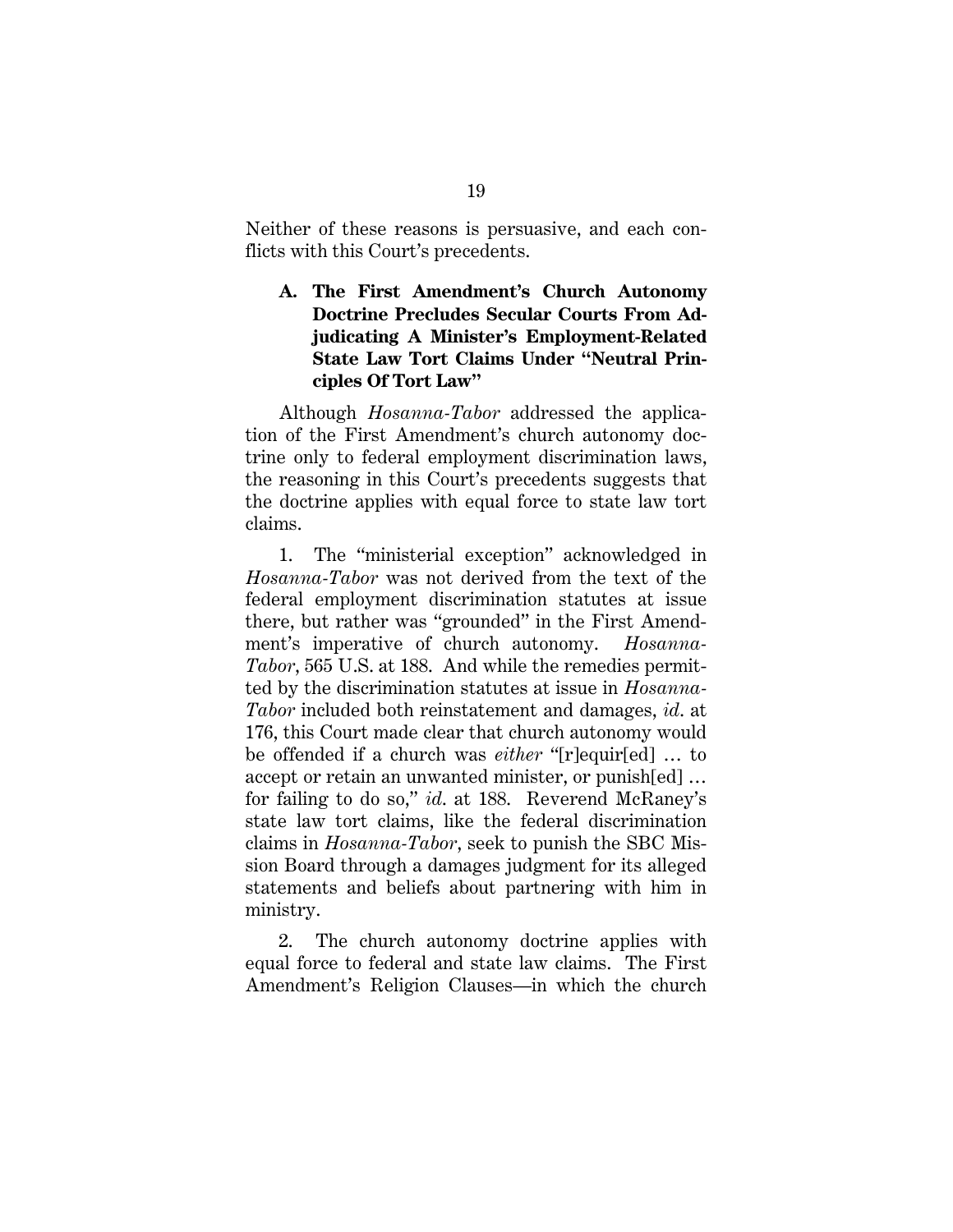Neither of these reasons is persuasive, and each conflicts with this Court's precedents.

### A. The First Amendment's Church Autonomy Doctrine Precludes Secular Courts From Adjudicating A Minister's Employment-Related State Law Tort Claims Under "Neutral Principles Of Tort Law"

Although *Hosanna-Tabor* addressed the application of the First Amendment's church autonomy doctrine only to federal employment discrimination laws, the reasoning in this Court's precedents suggests that the doctrine applies with equal force to state law tort claims.

1. The "ministerial exception" acknowledged in *Hosanna-Tabor* was not derived from the text of the federal employment discrimination statutes at issue there, but rather was "grounded" in the First Amendment's imperative of church autonomy. *Hosanna-Tabor*, 565 U.S. at 188. And while the remedies permitted by the discrimination statutes at issue in *Hosanna-Tabor* included both reinstatement and damages, *id*. at 176, this Court made clear that church autonomy would be offended if a church was *either* "[r]equir[ed] … to accept or retain an unwanted minister, or punish[ed] … for failing to do so," *id*. at 188. Reverend McRaney's state law tort claims, like the federal discrimination claims in *Hosanna-Tabor*, seek to punish the SBC Mission Board through a damages judgment for its alleged statements and beliefs about partnering with him in ministry.

2. The church autonomy doctrine applies with equal force to federal and state law claims. The First Amendment's Religion Clauses—in which the church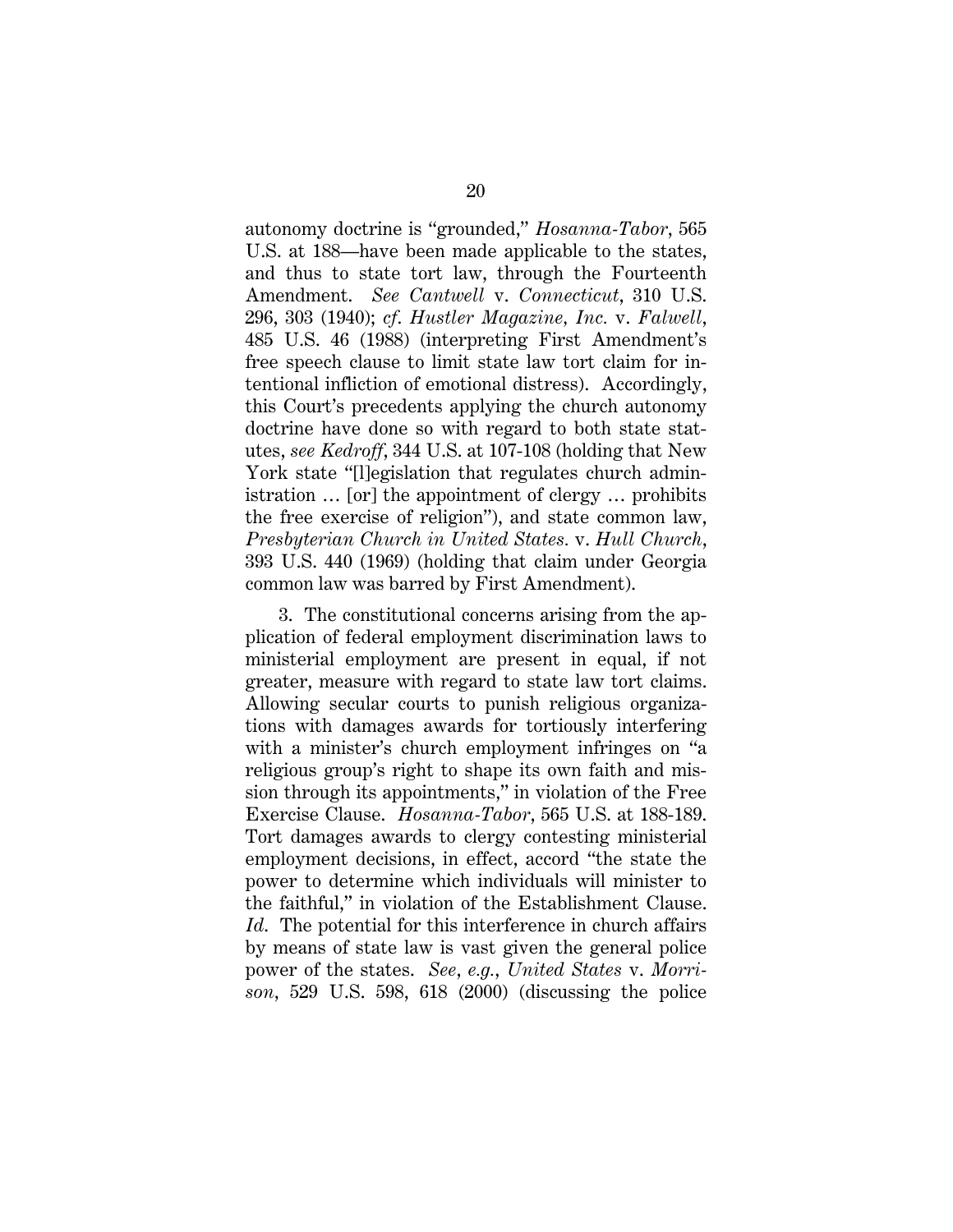autonomy doctrine is "grounded," *Hosanna-Tabor*, 565 U.S. at 188—have been made applicable to the states, and thus to state tort law, through the Fourteenth Amendment. *See Cantwell* v. *Connecticut*, 310 U.S. 296, 303 (1940); *cf. Hustler Magazine, Inc.* v. *Falwell*, 485 U.S. 46 (1988) (interpreting First Amendment's free speech clause to limit state law tort claim for intentional infliction of emotional distress). Accordingly, this Court's precedents applying the church autonomy doctrine have done so with regard to both state statutes, *see Kedroff*, 344 U.S. at 107-108 (holding that New York state "[l]egislation that regulates church administration … [or] the appointment of clergy … prohibits the free exercise of religion"), and state common law, *Presbyterian Church in United States.* v. *Hull Church*, 393 U.S. 440 (1969) (holding that claim under Georgia common law was barred by First Amendment).

3. The constitutional concerns arising from the application of federal employment discrimination laws to ministerial employment are present in equal, if not greater, measure with regard to state law tort claims. Allowing secular courts to punish religious organizations with damages awards for tortiously interfering with a minister's church employment infringes on "a religious group's right to shape its own faith and mission through its appointments," in violation of the Free Exercise Clause. *Hosanna-Tabor*, 565 U.S. at 188-189. Tort damages awards to clergy contesting ministerial employment decisions, in effect, accord "the state the power to determine which individuals will minister to the faithful," in violation of the Establishment Clause. *Id.* The potential for this interference in church affairs by means of state law is vast given the general police power of the states. *See, e.g.*, *United States* v. *Morrison*, 529 U.S. 598, 618 (2000) (discussing the police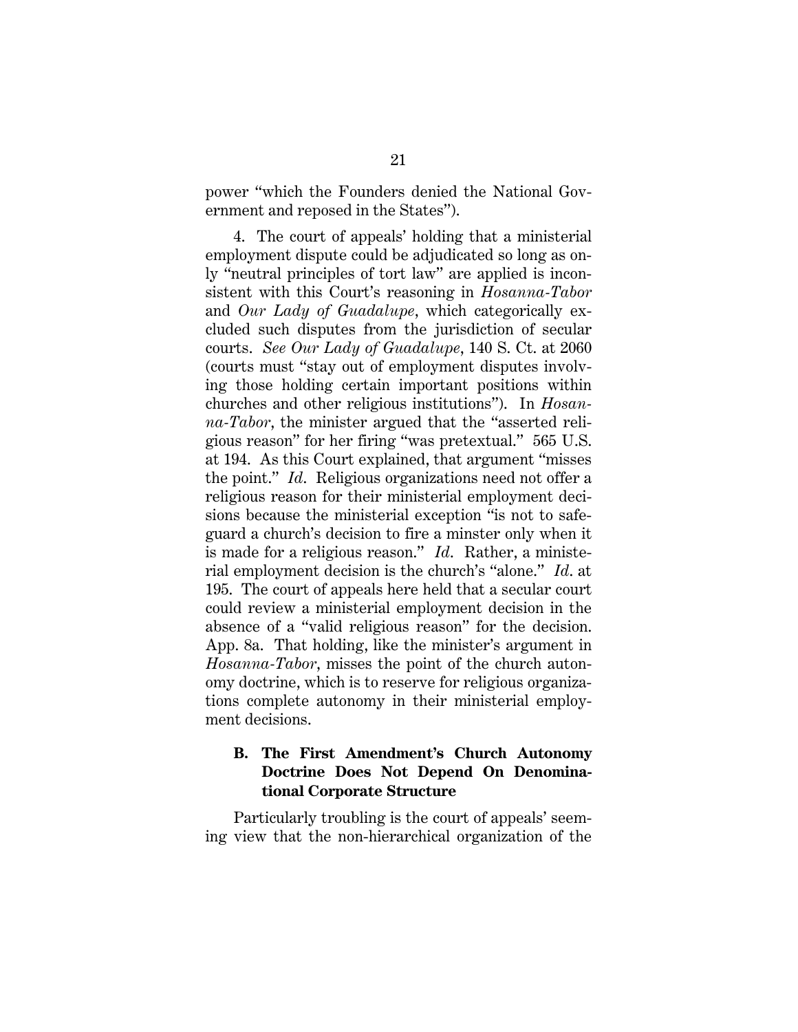power "which the Founders denied the National Government and reposed in the States").

4. The court of appeals' holding that a ministerial employment dispute could be adjudicated so long as only "neutral principles of tort law" are applied is inconsistent with this Court's reasoning in *Hosanna-Tabor* and *Our Lady of Guadalupe*, which categorically excluded such disputes from the jurisdiction of secular courts. *See Our Lady of Guadalupe*, 140 S. Ct. at 2060 (courts must "stay out of employment disputes involving those holding certain important positions within churches and other religious institutions"). In *Hosanna-Tabor*, the minister argued that the "asserted religious reason" for her firing "was pretextual." 565 U.S. at 194. As this Court explained, that argument "misses the point." *Id*. Religious organizations need not offer a religious reason for their ministerial employment decisions because the ministerial exception "is not to safeguard a church's decision to fire a minster only when it is made for a religious reason." *Id*. Rather, a ministerial employment decision is the church's "alone." *Id*. at 195. The court of appeals here held that a secular court could review a ministerial employment decision in the absence of a "valid religious reason" for the decision. App. 8a. That holding, like the minister's argument in *Hosanna-Tabor*, misses the point of the church autonomy doctrine, which is to reserve for religious organizations complete autonomy in their ministerial employment decisions.

### B. The First Amendment's Church Autonomy Doctrine Does Not Depend On Denominational Corporate Structure

Particularly troubling is the court of appeals' seeming view that the non-hierarchical organization of the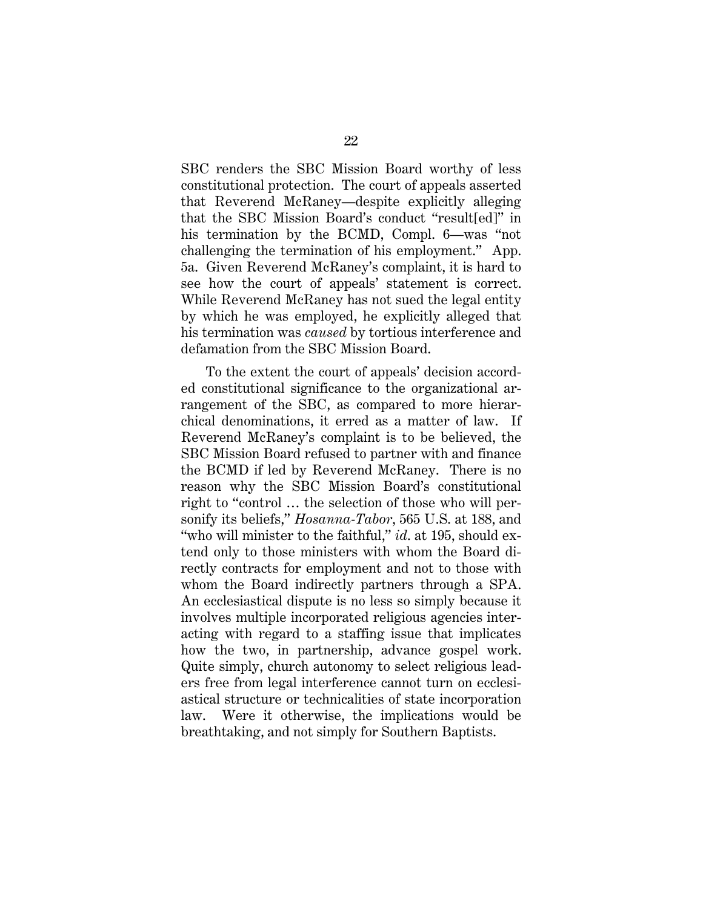SBC renders the SBC Mission Board worthy of less constitutional protection. The court of appeals asserted that Reverend McRaney—despite explicitly alleging that the SBC Mission Board's conduct "result[ed]" in his termination by the BCMD, Compl. 6—was "not challenging the termination of his employment." App. 5a. Given Reverend McRaney's complaint, it is hard to see how the court of appeals' statement is correct. While Reverend McRaney has not sued the legal entity by which he was employed, he explicitly alleged that his termination was *caused* by tortious interference and defamation from the SBC Mission Board.

To the extent the court of appeals' decision accorded constitutional significance to the organizational arrangement of the SBC, as compared to more hierarchical denominations, it erred as a matter of law. If Reverend McRaney's complaint is to be believed, the SBC Mission Board refused to partner with and finance the BCMD if led by Reverend McRaney. There is no reason why the SBC Mission Board's constitutional right to "control … the selection of those who will personify its beliefs," *Hosanna-Tabor*, 565 U.S. at 188, and "who will minister to the faithful," *id.* at 195, should extend only to those ministers with whom the Board directly contracts for employment and not to those with whom the Board indirectly partners through a SPA. An ecclesiastical dispute is no less so simply because it involves multiple incorporated religious agencies interacting with regard to a staffing issue that implicates how the two, in partnership, advance gospel work. Quite simply, church autonomy to select religious leaders free from legal interference cannot turn on ecclesiastical structure or technicalities of state incorporation law. Were it otherwise, the implications would be breathtaking, and not simply for Southern Baptists.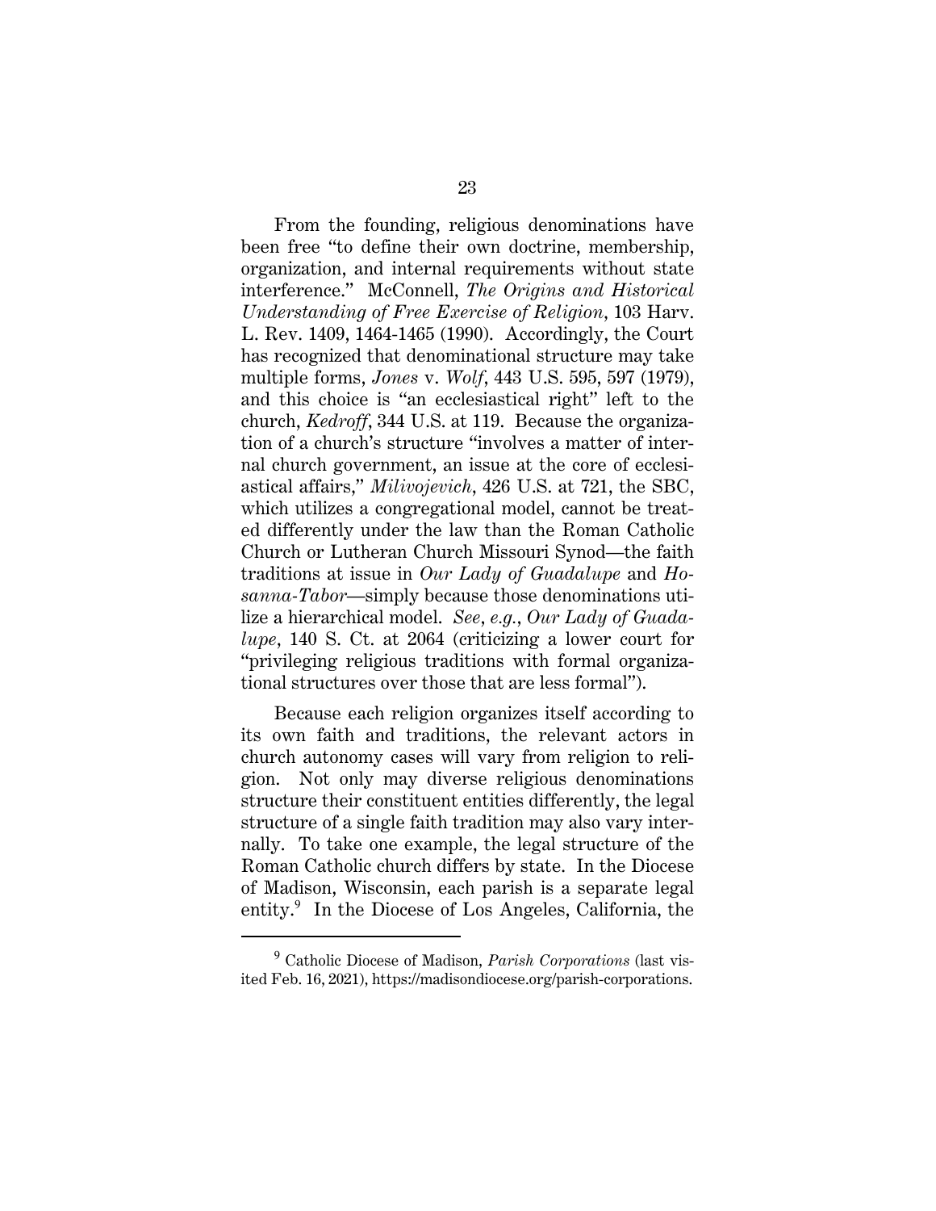From the founding, religious denominations have been free "to define their own doctrine, membership, organization, and internal requirements without state interference." McConnell, *The Origins and Historical Understanding of Free Exercise of Religion*, 103 Harv. L. Rev. 1409, 1464-1465 (1990). Accordingly, the Court has recognized that denominational structure may take multiple forms, *Jones* v. *Wolf*, 443 U.S. 595, 597 (1979), and this choice is "an ecclesiastical right" left to the church, *Kedroff*, 344 U.S. at 119. Because the organization of a church's structure "involves a matter of internal church government, an issue at the core of ecclesiastical affairs," *Milivojevich*, 426 U.S. at 721, the SBC, which utilizes a congregational model, cannot be treated differently under the law than the Roman Catholic Church or Lutheran Church Missouri Synod—the faith traditions at issue in *Our Lady of Guadalupe* and *Hosanna-Tabor*—simply because those denominations utilize a hierarchical model. *See*, *e.g.*, *Our Lady of Guadalupe*, 140 S. Ct. at 2064 (criticizing a lower court for "privileging religious traditions with formal organizational structures over those that are less formal").

Because each religion organizes itself according to its own faith and traditions, the relevant actors in church autonomy cases will vary from religion to religion. Not only may diverse religious denominations structure their constituent entities differently, the legal structure of a single faith tradition may also vary internally. To take one example, the legal structure of the Roman Catholic church differs by state. In the Diocese of Madison, Wisconsin, each parish is a separate legal entity.[9] In the Diocese of Los Angeles, California, the

[9] Catholic Diocese of Madison, *Parish Corporations* (last visited Feb. 16, 2021), https://madisondiocese.org/parish-corporations.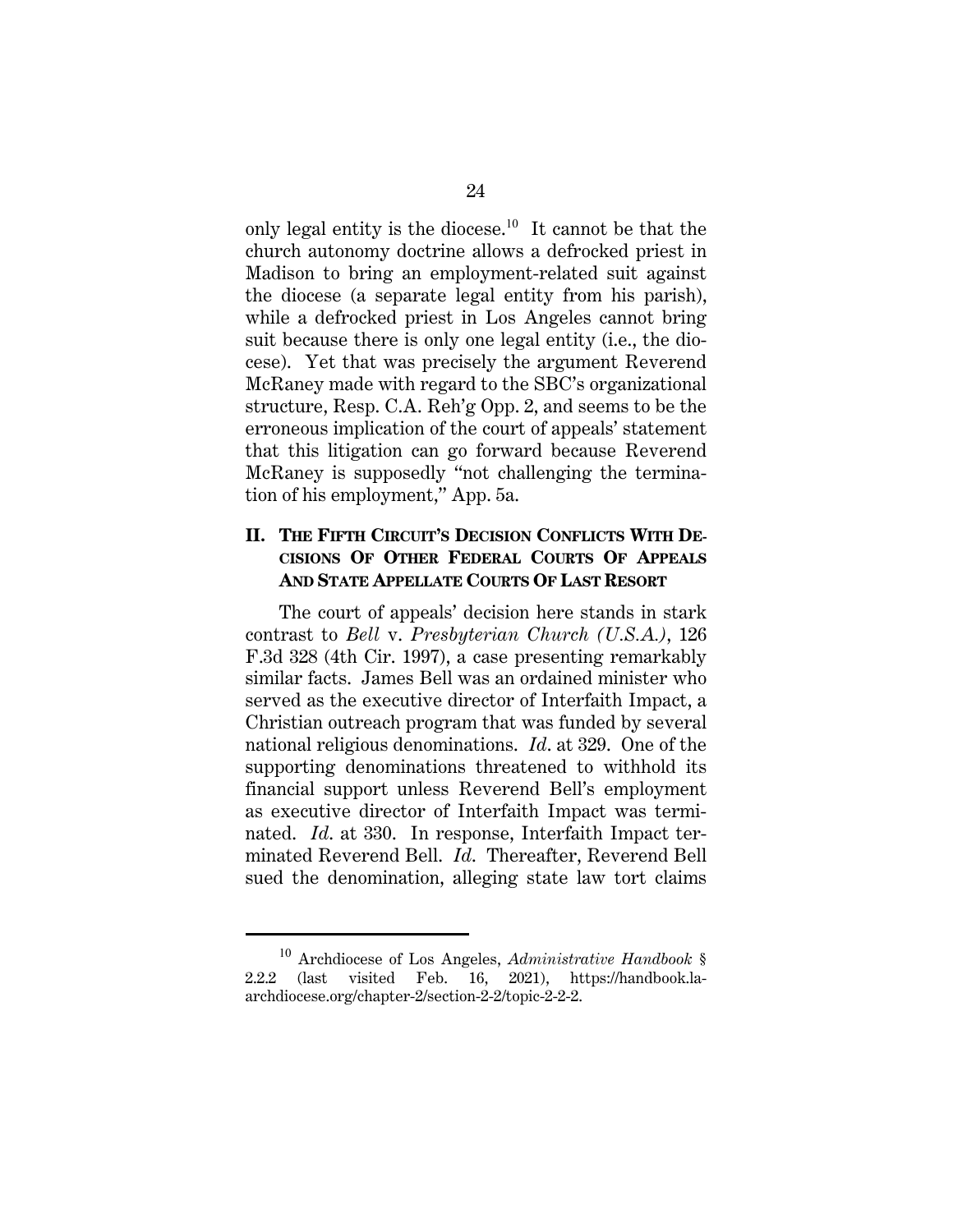only legal entity is the diocese.[10] It cannot be that the church autonomy doctrine allows a defrocked priest in Madison to bring an employment-related suit against the diocese (a separate legal entity from his parish), while a defrocked priest in Los Angeles cannot bring suit because there is only one legal entity (i.e., the diocese). Yet that was precisely the argument Reverend McRaney made with regard to the SBC's organizational structure, Resp. C.A. Reh'g Opp. 2, and seems to be the erroneous implication of the court of appeals' statement that this litigation can go forward because Reverend McRaney is supposedly "not challenging the termination of his employment," App. 5a.

## II. The Fifth Circuit's Decision Conflicts With Decisions Of Other Federal Courts Of Appeals And State Appellate Courts Of Last Resort

The court of appeals' decision here stands in stark contrast to *Bell* v. *Presbyterian Church (U.S.A.)*, 126 F.3d 328 (4th Cir. 1997), a case presenting remarkably similar facts. James Bell was an ordained minister who served as the executive director of Interfaith Impact, a Christian outreach program that was funded by several national religious denominations. *Id*. at 329. One of the supporting denominations threatened to withhold its financial support unless Reverend Bell's employment as executive director of Interfaith Impact was terminated. *Id*. at 330. In response, Interfaith Impact terminated Reverend Bell. *Id*. Thereafter, Reverend Bell sued the denomination, alleging state law tort claims

---

[10] Archdiocese of Los Angeles, *Administrative Handbook* § 2.2.2 (last visited Feb. 16, 2021), https://handbook.la-archdiocese.org/chapter-2/section-2-2/topic-2-2-2.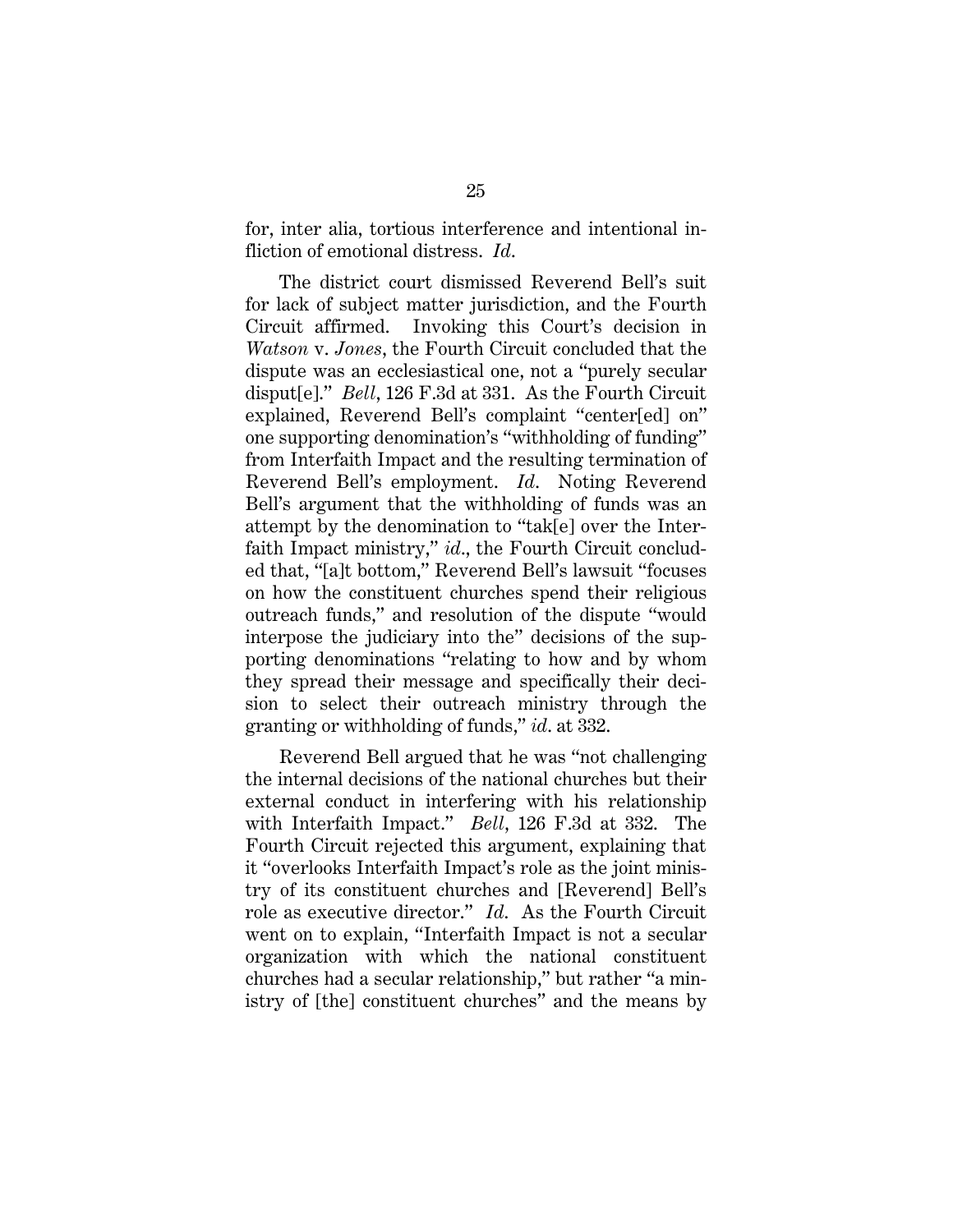for, inter alia, tortious interference and intentional infliction of emotional distress. *Id.*

The district court dismissed Reverend Bell's suit for lack of subject matter jurisdiction, and the Fourth Circuit affirmed. Invoking this Court's decision in *Watson* v. *Jones*, the Fourth Circuit concluded that the dispute was an ecclesiastical one, not a "purely secular disput[e]." *Bell*, 126 F.3d at 331. As the Fourth Circuit explained, Reverend Bell's complaint "center[ed] on" one supporting denomination's "withholding of funding" from Interfaith Impact and the resulting termination of Reverend Bell's employment. *Id.* Noting Reverend Bell's argument that the withholding of funds was an attempt by the denomination to "tak[e] over the Interfaith Impact ministry," *id.*, the Fourth Circuit concluded that, "[a]t bottom," Reverend Bell's lawsuit "focuses on how the constituent churches spend their religious outreach funds," and resolution of the dispute "would interpose the judiciary into the" decisions of the supporting denominations "relating to how and by whom they spread their message and specifically their decision to select their outreach ministry through the granting or withholding of funds," *id.* at 332.

Reverend Bell argued that he was "not challenging the internal decisions of the national churches but their external conduct in interfering with his relationship with Interfaith Impact." *Bell*, 126 F.3d at 332. The Fourth Circuit rejected this argument, explaining that it "overlooks Interfaith Impact's role as the joint ministry of its constituent churches and [Reverend] Bell's role as executive director." *Id.* As the Fourth Circuit went on to explain, "Interfaith Impact is not a secular organization with which the national constituent churches had a secular relationship," but rather "a ministry of [the] constituent churches" and the means by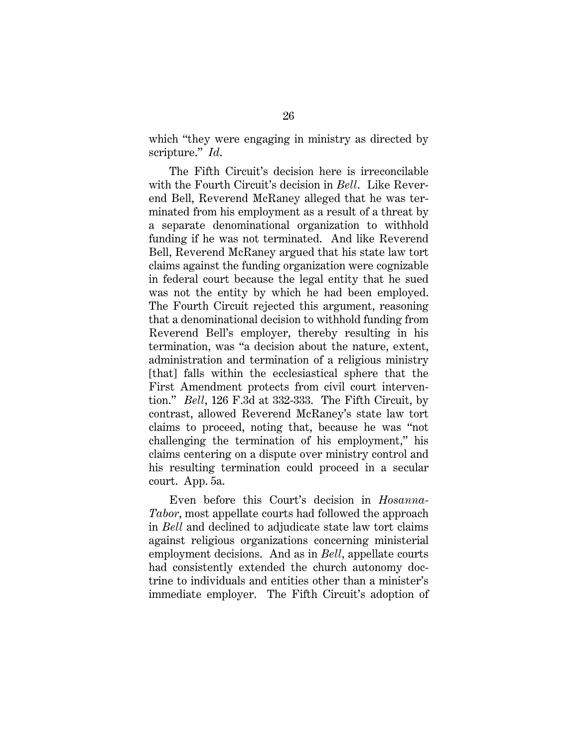which "they were engaging in ministry as directed by scripture." *Id.*

The Fifth Circuit's decision here is irreconcilable with the Fourth Circuit's decision in *Bell*. Like Reverend Bell, Reverend McRaney alleged that he was terminated from his employment as a result of a threat by a separate denominational organization to withhold funding if he was not terminated. And like Reverend Bell, Reverend McRaney argued that his state law tort claims against the funding organization were cognizable in federal court because the legal entity that he sued was not the entity by which he had been employed. The Fourth Circuit rejected this argument, reasoning that a denominational decision to withhold funding from Reverend Bell's employer, thereby resulting in his termination, was "a decision about the nature, extent, administration and termination of a religious ministry [that] falls within the ecclesiastical sphere that the First Amendment protects from civil court intervention." *Bell*, 126 F.3d at 332-333. The Fifth Circuit, by contrast, allowed Reverend McRaney's state law tort claims to proceed, noting that, because he was "not challenging the termination of his employment," his claims centering on a dispute over ministry control and his resulting termination could proceed in a secular court. App. 5a.

Even before this Court's decision in *Hosanna-Tabor*, most appellate courts had followed the approach in *Bell* and declined to adjudicate state law tort claims against religious organizations concerning ministerial employment decisions. And as in *Bell*, appellate courts had consistently extended the church autonomy doctrine to individuals and entities other than a minister's immediate employer. The Fifth Circuit's adoption of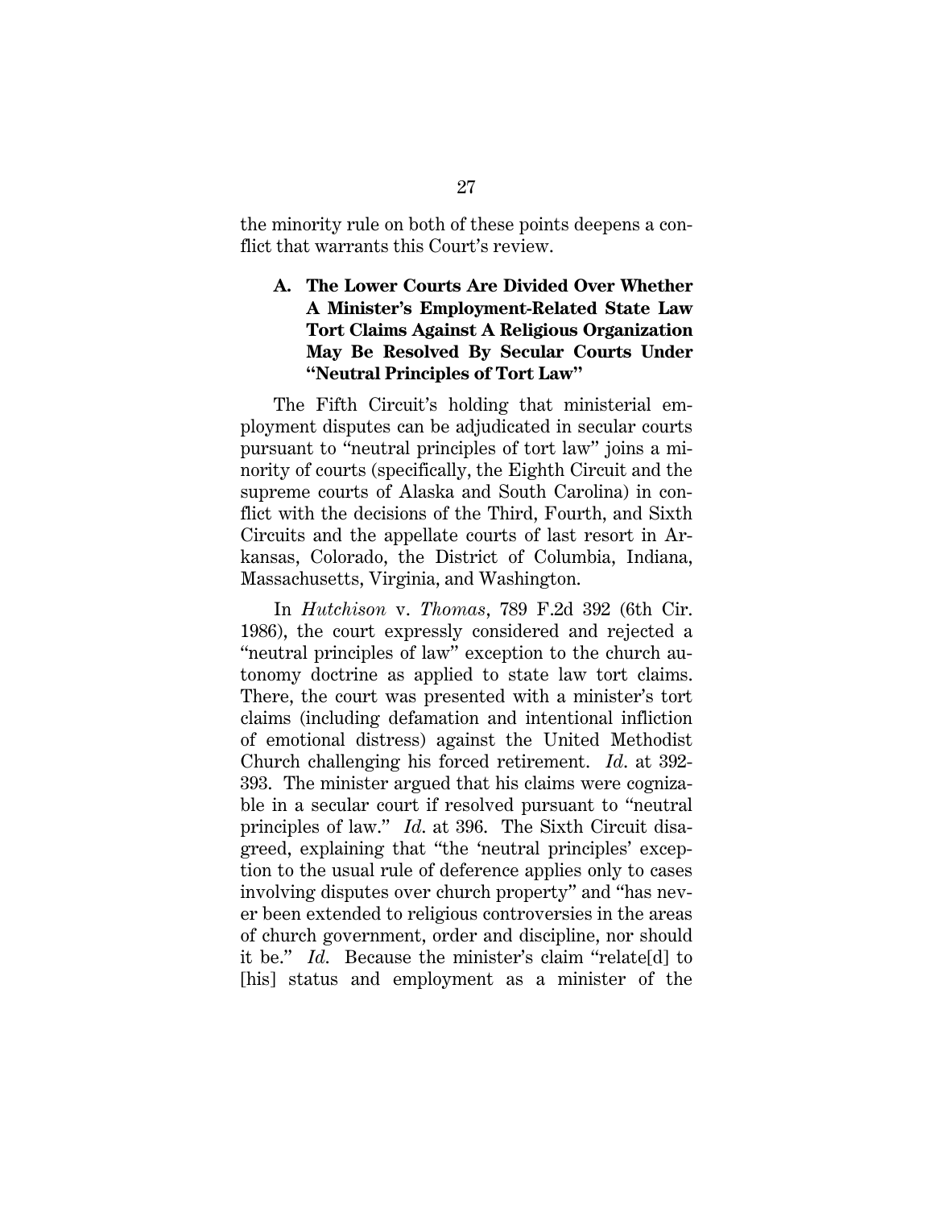the minority rule on both of these points deepens a conflict that warrants this Court's review.

### A. The Lower Courts Are Divided Over Whether A Minister's Employment-Related State Law Tort Claims Against A Religious Organization May Be Resolved By Secular Courts Under "Neutral Principles of Tort Law"

The Fifth Circuit's holding that ministerial employment disputes can be adjudicated in secular courts pursuant to "neutral principles of tort law" joins a minority of courts (specifically, the Eighth Circuit and the supreme courts of Alaska and South Carolina) in conflict with the decisions of the Third, Fourth, and Sixth Circuits and the appellate courts of last resort in Arkansas, Colorado, the District of Columbia, Indiana, Massachusetts, Virginia, and Washington.

In *Hutchison* v. *Thomas*, 789 F.2d 392 (6th Cir. 1986), the court expressly considered and rejected a "neutral principles of law" exception to the church autonomy doctrine as applied to state law tort claims. There, the court was presented with a minister's tort claims (including defamation and intentional infliction of emotional distress) against the United Methodist Church challenging his forced retirement. *Id.* at 392-393. The minister argued that his claims were cognizable in a secular court if resolved pursuant to "neutral principles of law." *Id.* at 396. The Sixth Circuit disagreed, explaining that "the 'neutral principles' exception to the usual rule of deference applies only to cases involving disputes over church property" and "has never been extended to religious controversies in the areas of church government, order and discipline, nor should it be." *Id.* Because the minister's claim "relate[d] to [his] status and employment as a minister of the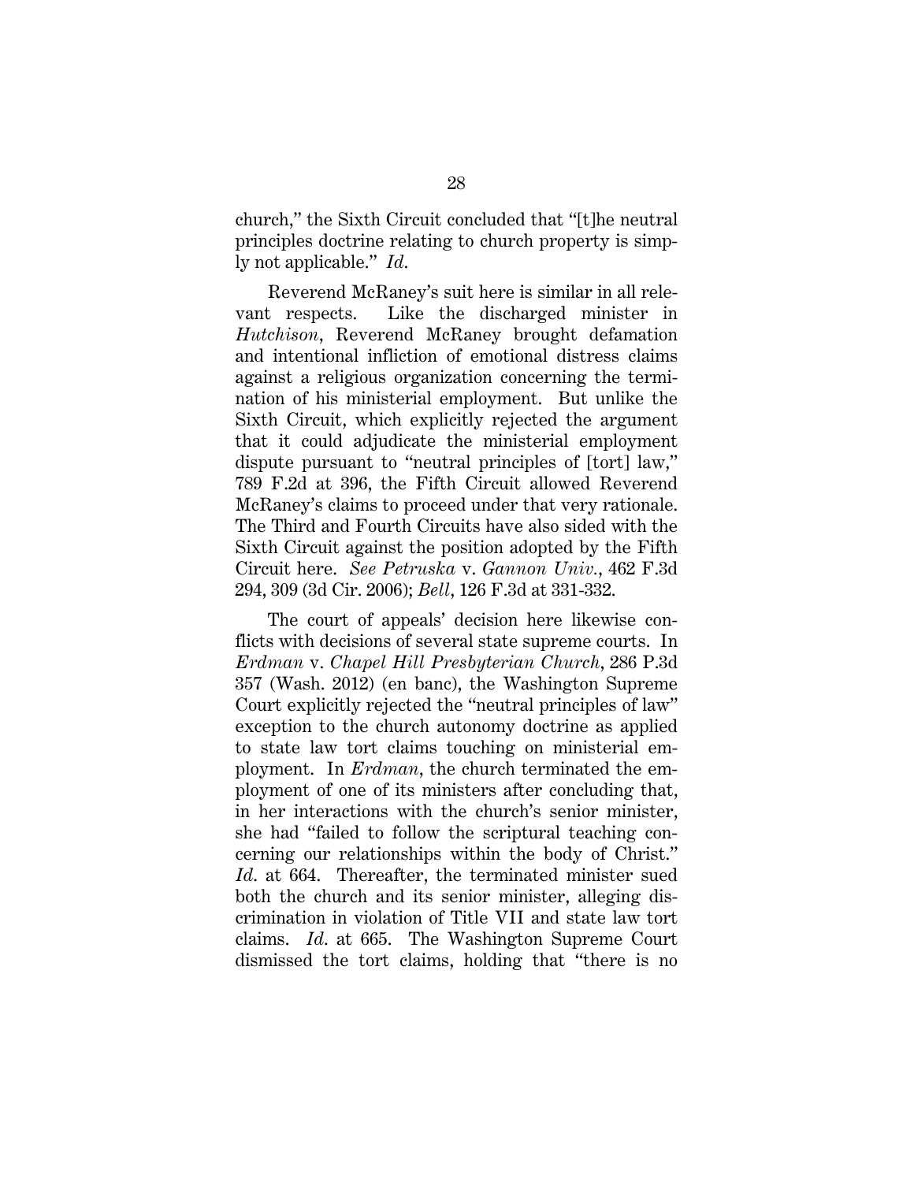church," the Sixth Circuit concluded that "[t]he neutral principles doctrine relating to church property is simply not applicable." *Id.*

Reverend McRaney's suit here is similar in all relevant respects. Like the discharged minister in *Hutchison*, Reverend McRaney brought defamation and intentional infliction of emotional distress claims against a religious organization concerning the termination of his ministerial employment. But unlike the Sixth Circuit, which explicitly rejected the argument that it could adjudicate the ministerial employment dispute pursuant to "neutral principles of [tort] law," 789 F.2d at 396, the Fifth Circuit allowed Reverend McRaney's claims to proceed under that very rationale. The Third and Fourth Circuits have also sided with the Sixth Circuit against the position adopted by the Fifth Circuit here. *See Petruska* v. *Gannon Univ.*, 462 F.3d 294, 309 (3d Cir. 2006); *Bell*, 126 F.3d at 331-332.

The court of appeals' decision here likewise conflicts with decisions of several state supreme courts. In *Erdman* v. *Chapel Hill Presbyterian Church*, 286 P.3d 357 (Wash. 2012) (en banc), the Washington Supreme Court explicitly rejected the "neutral principles of law" exception to the church autonomy doctrine as applied to state law tort claims touching on ministerial employment. In *Erdman*, the church terminated the employment of one of its ministers after concluding that, in her interactions with the church's senior minister, she had "failed to follow the scriptural teaching concerning our relationships within the body of Christ." *Id.* at 664. Thereafter, the terminated minister sued both the church and its senior minister, alleging discrimination in violation of Title VII and state law tort claims. *Id.* at 665. The Washington Supreme Court dismissed the tort claims, holding that "there is no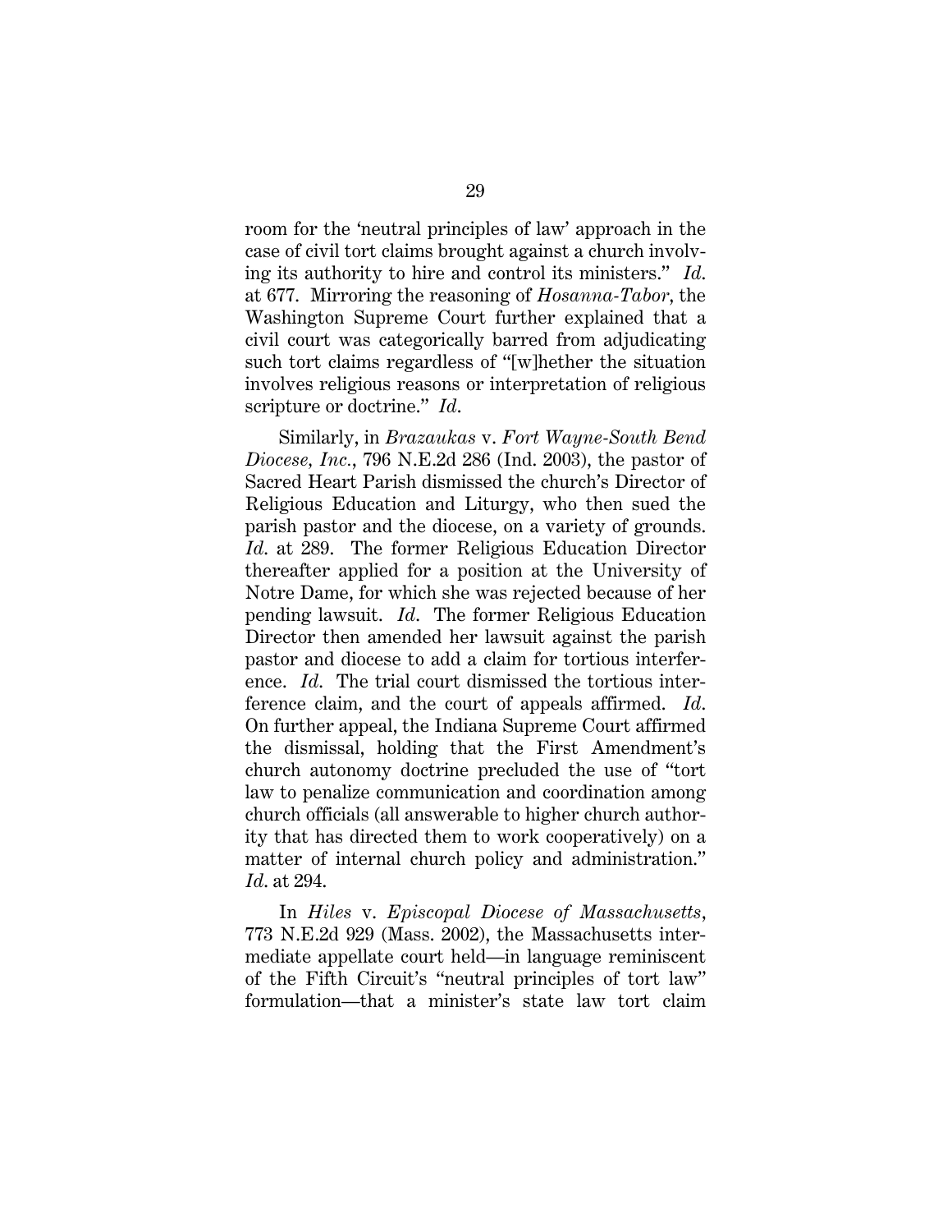room for the 'neutral principles of law' approach in the case of civil tort claims brought against a church involving its authority to hire and control its ministers." *Id.* at 677. Mirroring the reasoning of *Hosanna-Tabor*, the Washington Supreme Court further explained that a civil court was categorically barred from adjudicating such tort claims regardless of "[w]hether the situation involves religious reasons or interpretation of religious scripture or doctrine." *Id.*

Similarly, in *Brazaukas* v. *Fort Wayne-South Bend Diocese, Inc.*, 796 N.E.2d 286 (Ind. 2003), the pastor of Sacred Heart Parish dismissed the church's Director of Religious Education and Liturgy, who then sued the parish pastor and the diocese, on a variety of grounds. *Id.* at 289. The former Religious Education Director thereafter applied for a position at the University of Notre Dame, for which she was rejected because of her pending lawsuit. *Id.* The former Religious Education Director then amended her lawsuit against the parish pastor and diocese to add a claim for tortious interference. *Id.* The trial court dismissed the tortious interference claim, and the court of appeals affirmed. *Id.* On further appeal, the Indiana Supreme Court affirmed the dismissal, holding that the First Amendment's church autonomy doctrine precluded the use of "tort law to penalize communication and coordination among church officials (all answerable to higher church authority that has directed them to work cooperatively) on a matter of internal church policy and administration." *Id.* at 294.

In *Hiles* v. *Episcopal Diocese of Massachusetts*, 773 N.E.2d 929 (Mass. 2002), the Massachusetts intermediate appellate court held—in language reminiscent of the Fifth Circuit's "neutral principles of tort law" formulation—that a minister's state law tort claim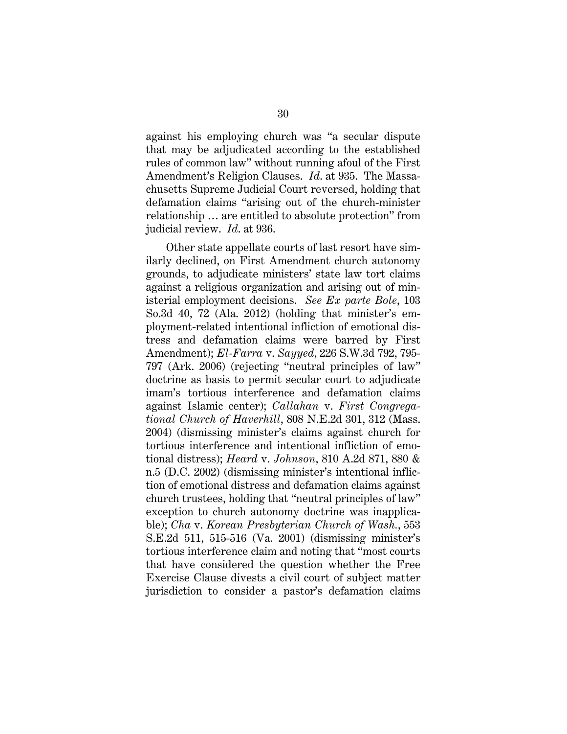against his employing church was "a secular dispute that may be adjudicated according to the established rules of common law" without running afoul of the First Amendment's Religion Clauses. *Id.* at 935. The Massachusetts Supreme Judicial Court reversed, holding that defamation claims "arising out of the church-minister relationship … are entitled to absolute protection" from judicial review. *Id.* at 936.

Other state appellate courts of last resort have similarly declined, on First Amendment church autonomy grounds, to adjudicate ministers' state law tort claims against a religious organization and arising out of ministerial employment decisions. *See Ex parte Bole*, 103 So.3d 40, 72 (Ala. 2012) (holding that minister's employment-related intentional infliction of emotional distress and defamation claims were barred by First Amendment); *El-Farra* v. *Sayyed*, 226 S.W.3d 792, 795-797 (Ark. 2006) (rejecting "neutral principles of law" doctrine as basis to permit secular court to adjudicate imam's tortious interference and defamation claims against Islamic center); *Callahan* v. *First Congregational Church of Haverhill*, 808 N.E.2d 301, 312 (Mass. 2004) (dismissing minister's claims against church for tortious interference and intentional infliction of emotional distress); *Heard* v. *Johnson*, 810 A.2d 871, 880 & n.5 (D.C. 2002) (dismissing minister's intentional infliction of emotional distress and defamation claims against church trustees, holding that "neutral principles of law" exception to church autonomy doctrine was inapplicable); *Cha* v. *Korean Presbyterian Church of Wash.*, 553 S.E.2d 511, 515-516 (Va. 2001) (dismissing minister's tortious interference claim and noting that "most courts that have considered the question whether the Free Exercise Clause divests a civil court of subject matter jurisdiction to consider a pastor's defamation claims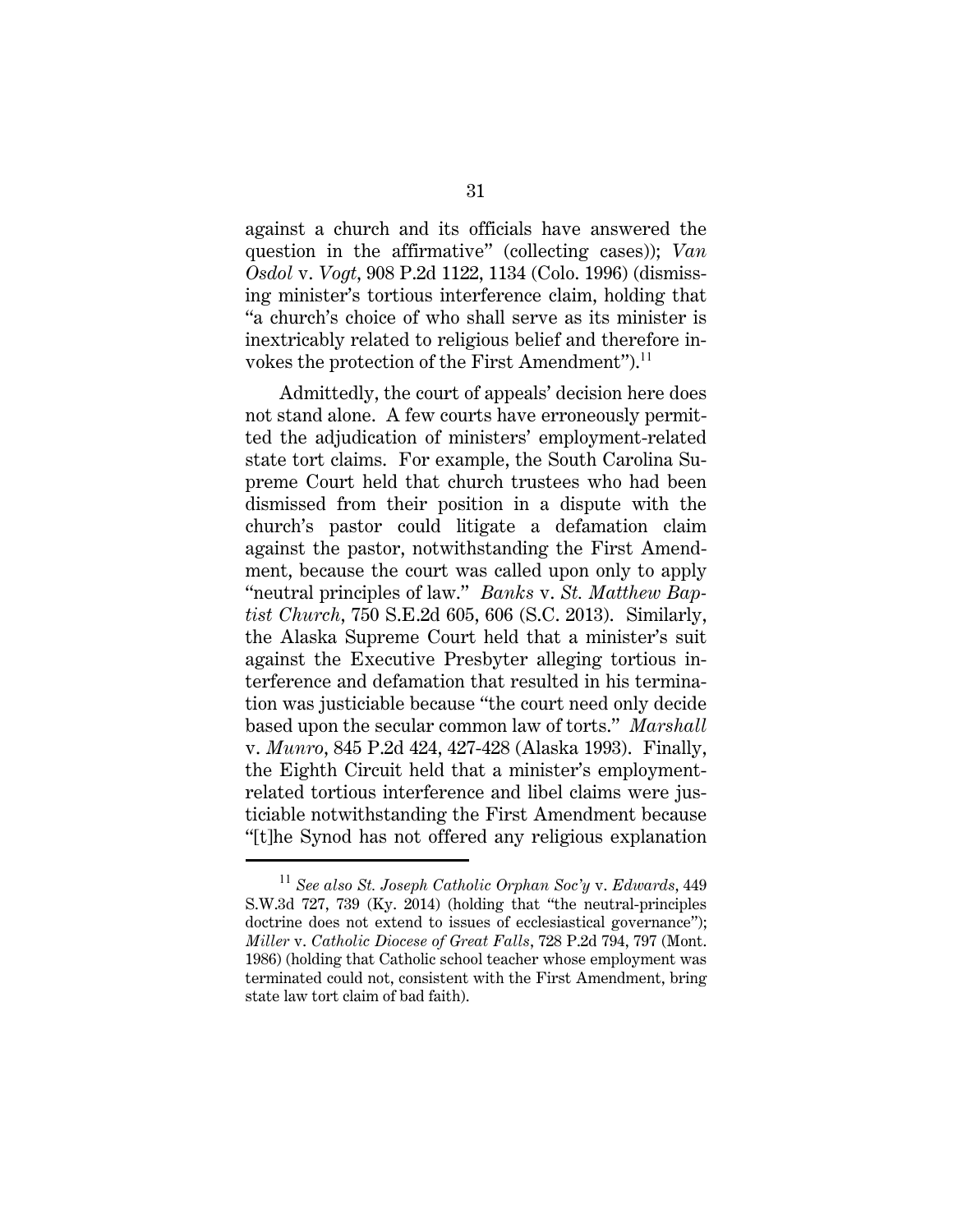against a church and its officials have answered the question in the affirmative" (collecting cases)); *Van Osdol* v. *Vogt*, 908 P.2d 1122, 1134 (Colo. 1996) (dismissing minister's tortious interference claim, holding that "a church's choice of who shall serve as its minister is inextricably related to religious belief and therefore invokes the protection of the First Amendment").[11]

Admittedly, the court of appeals' decision here does not stand alone. A few courts have erroneously permitted the adjudication of ministers' employment-related state tort claims. For example, the South Carolina Supreme Court held that church trustees who had been dismissed from their position in a dispute with the church's pastor could litigate a defamation claim against the pastor, notwithstanding the First Amendment, because the court was called upon only to apply "neutral principles of law." *Banks* v. *St. Matthew Baptist Church*, 750 S.E.2d 605, 606 (S.C. 2013). Similarly, the Alaska Supreme Court held that a minister's suit against the Executive Presbyter alleging tortious interference and defamation that resulted in his termination was justiciable because "the court need only decide based upon the secular common law of torts." *Marshall* v. *Munro*, 845 P.2d 424, 427-428 (Alaska 1993). Finally, the Eighth Circuit held that a minister's employment-related tortious interference and libel claims were justiciable notwithstanding the First Amendment because "[t]he Synod has not offered any religious explanation

[11] *See also St. Joseph Catholic Orphan Soc'y* v. *Edwards*, 449 S.W.3d 727, 739 (Ky. 2014) (holding that "the neutral-principles doctrine does not extend to issues of ecclesiastical governance"); *Miller* v. *Catholic Diocese of Great Falls*, 728 P.2d 794, 797 (Mont. 1986) (holding that Catholic school teacher whose employment was terminated could not, consistent with the First Amendment, bring state law tort claim of bad faith).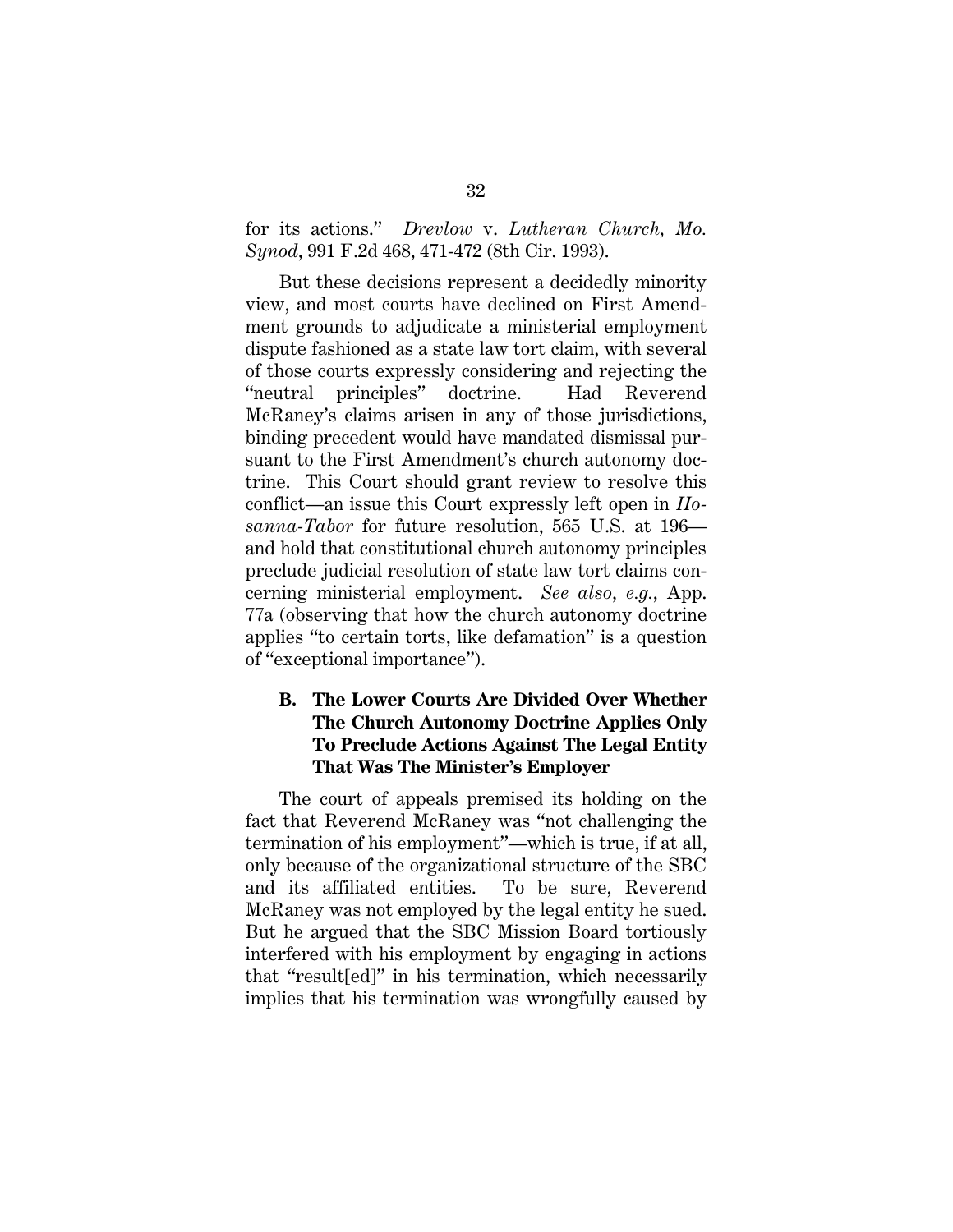for its actions." *Drevlow* v. *Lutheran Church, Mo. Synod*, 991 F.2d 468, 471-472 (8th Cir. 1993).

But these decisions represent a decidedly minority view, and most courts have declined on First Amendment grounds to adjudicate a ministerial employment dispute fashioned as a state law tort claim, with several of those courts expressly considering and rejecting the "neutral principles" doctrine. Had Reverend McRaney's claims arisen in any of those jurisdictions, binding precedent would have mandated dismissal pursuant to the First Amendment's church autonomy doctrine. This Court should grant review to resolve this conflict—an issue this Court expressly left open in *Hosanna-Tabor* for future resolution, 565 U.S. at 196—and hold that constitutional church autonomy principles preclude judicial resolution of state law tort claims concerning ministerial employment. *See also*, *e.g.*, App. 77a (observing that how the church autonomy doctrine applies "to certain torts, like defamation" is a question of "exceptional importance").

### B. The Lower Courts Are Divided Over Whether The Church Autonomy Doctrine Applies Only To Preclude Actions Against The Legal Entity That Was The Minister's Employer

The court of appeals premised its holding on the fact that Reverend McRaney was "not challenging the termination of his employment"—which is true, if at all, only because of the organizational structure of the SBC and its affiliated entities. To be sure, Reverend McRaney was not employed by the legal entity he sued. But he argued that the SBC Mission Board tortiously interfered with his employment by engaging in actions that "result[ed]" in his termination, which necessarily implies that his termination was wrongfully caused by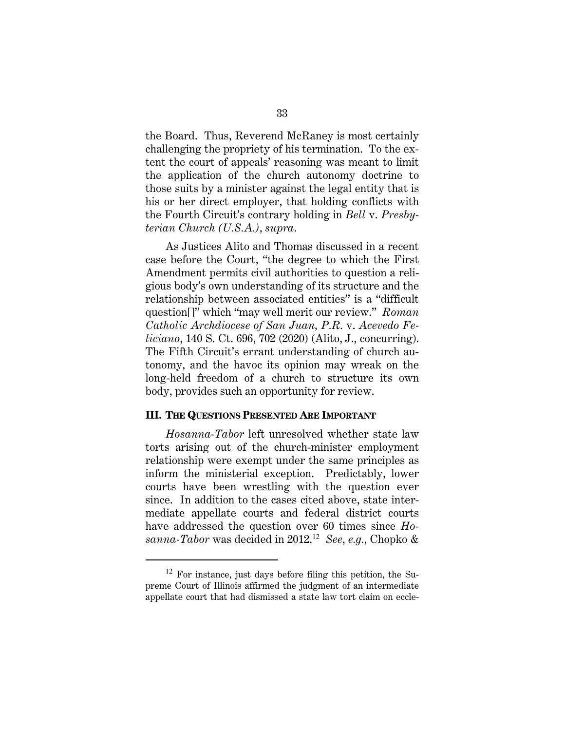the Board. Thus, Reverend McRaney is most certainly challenging the propriety of his termination. To the extent the court of appeals' reasoning was meant to limit the application of the church autonomy doctrine to those suits by a minister against the legal entity that is his or her direct employer, that holding conflicts with the Fourth Circuit's contrary holding in *Bell* v. *Presbyterian Church (U.S.A.)*, *supra*.

As Justices Alito and Thomas discussed in a recent case before the Court, "the degree to which the First Amendment permits civil authorities to question a religious body's own understanding of its structure and the relationship between associated entities" is a "difficult question[]" which "may well merit our review." *Roman Catholic Archdiocese of San Juan, P.R.* v. *Acevedo Feliciano*, 140 S. Ct. 696, 702 (2020) (Alito, J., concurring). The Fifth Circuit's errant understanding of church autonomy, and the havoc its opinion may wreak on the long-held freedom of a church to structure its own body, provides such an opportunity for review.

## III. THE QUESTIONS PRESENTED ARE IMPORTANT

*Hosanna-Tabor* left unresolved whether state law torts arising out of the church-minister employment relationship were exempt under the same principles as inform the ministerial exception. Predictably, lower courts have been wrestling with the question ever since. In addition to the cases cited above, state intermediate appellate courts and federal district courts have addressed the question over 60 times since *Hosanna-Tabor* was decided in 2012.[12] *See, e.g.*, Chopko &

---

[12] For instance, just days before filing this petition, the Supreme Court of Illinois affirmed the judgment of an intermediate appellate court that had dismissed a state law tort claim on ecle-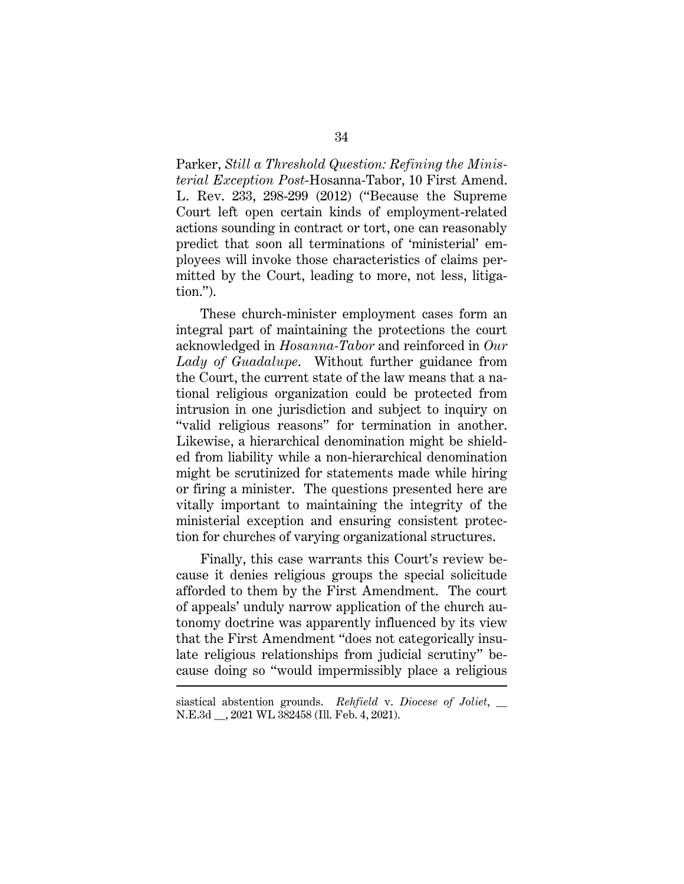Parker, *Still a Threshold Question: Refining the Ministerial Exception Post-*Hosanna-Tabor, 10 First Amend. L. Rev. 233, 298-299 (2012) ("Because the Supreme Court left open certain kinds of employment-related actions sounding in contract or tort, one can reasonably predict that soon all terminations of 'ministerial' employees will invoke those characteristics of claims permitted by the Court, leading to more, not less, litigation.").

These church-minister employment cases form an integral part of maintaining the protections the court acknowledged in *Hosanna-Tabor* and reinforced in *Our Lady of Guadalupe*. Without further guidance from the Court, the current state of the law means that a national religious organization could be protected from intrusion in one jurisdiction and subject to inquiry on "valid religious reasons" for termination in another. Likewise, a hierarchical denomination might be shielded from liability while a non-hierarchical denomination might be scrutinized for statements made while hiring or firing a minister. The questions presented here are vitally important to maintaining the integrity of the ministerial exception and ensuring consistent protection for churches of varying organizational structures.

Finally, this case warrants this Court's review because it denies religious groups the special solicitude afforded to them by the First Amendment. The court of appeals' unduly narrow application of the church autonomy doctrine was apparently influenced by its view that the First Amendment "does not categorically insulate religious relationships from judicial scrutiny" because doing so "would impermissibly place a religious

---

siastical abstention grounds. *Rehfield* v. *Diocese of Joliet*, __ N.E.3d __, 2021 WL 382458 (Ill. Feb. 4, 2021).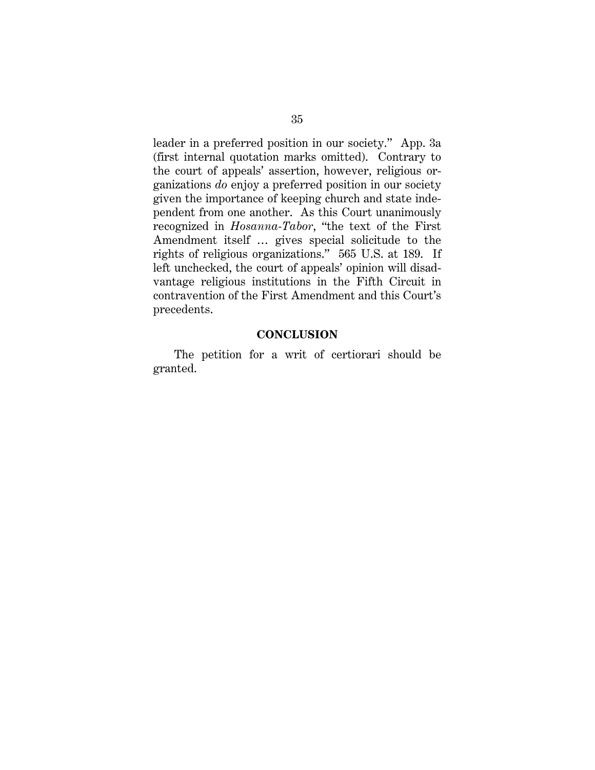leader in a preferred position in our society." App. 3a (first internal quotation marks omitted). Contrary to the court of appeals' assertion, however, religious organizations *do* enjoy a preferred position in our society given the importance of keeping church and state independent from one another. As this Court unanimously recognized in *Hosanna-Tabor*, "the text of the First Amendment itself … gives special solicitude to the rights of religious organizations." 565 U.S. at 189. If left unchecked, the court of appeals' opinion will disadvantage religious institutions in the Fifth Circuit in contravention of the First Amendment and this Court's precedents.

## CONCLUSION

The petition for a writ of certiorari should be granted.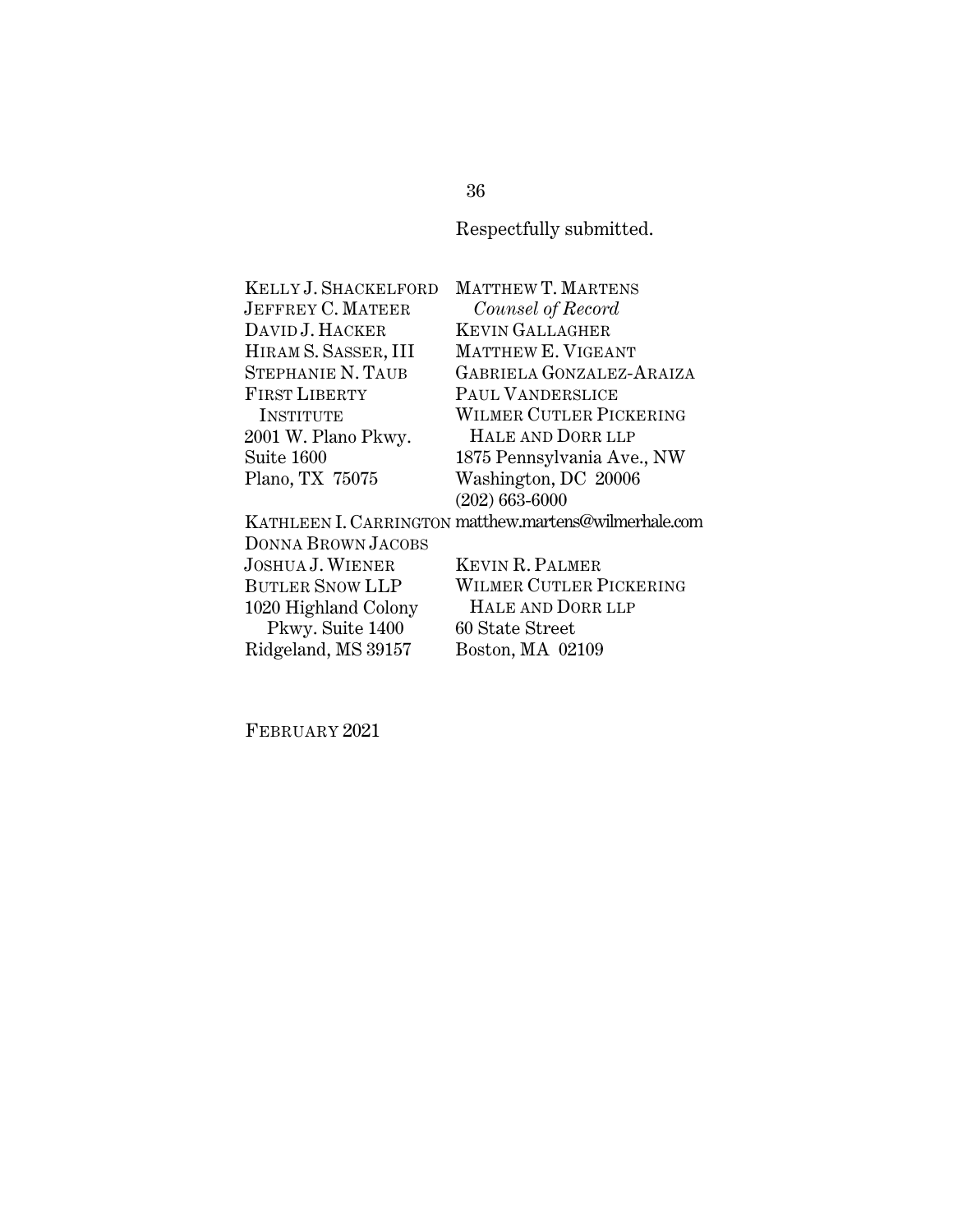Respectfully submitted.

KELLY J. SHACKELFORD
JEFFREY C. MATEER
DAVID J. HACKER
HIRAM S. SASSER, III
STEPHANIE N. TAUB
FIRST LIBERTY INSTITUTE
2001 W. Plano Pkwy.
Suite 1600
Plano, TX 75075

KATHLEEN I. CARRINGTON
DONNA BROWN JACOBS
JOSHUA J. WIENER
BUTLER SNOW LLP
1020 Highland Colony Pkwy. Suite 1400
Ridgeland, MS 39157

MATTHEW T. MARTENS
*Counsel of Record*
KEVIN GALLAGHER
MATTHEW E. VIGEANT
GABRIELA GONZALEZ-ARAIZA
PAUL VANDERSLICE
WILMER CUTLER PICKERING HALE AND DORR LLP
1875 Pennsylvania Ave., NW
Washington, DC 20006
(202) 663-6000
matthew.martens@wilmerhale.com

KEVIN R. PALMER
WILMER CUTLER PICKERING HALE AND DORR LLP
60 State Street
Boston, MA 02109

FEBRUARY 2021